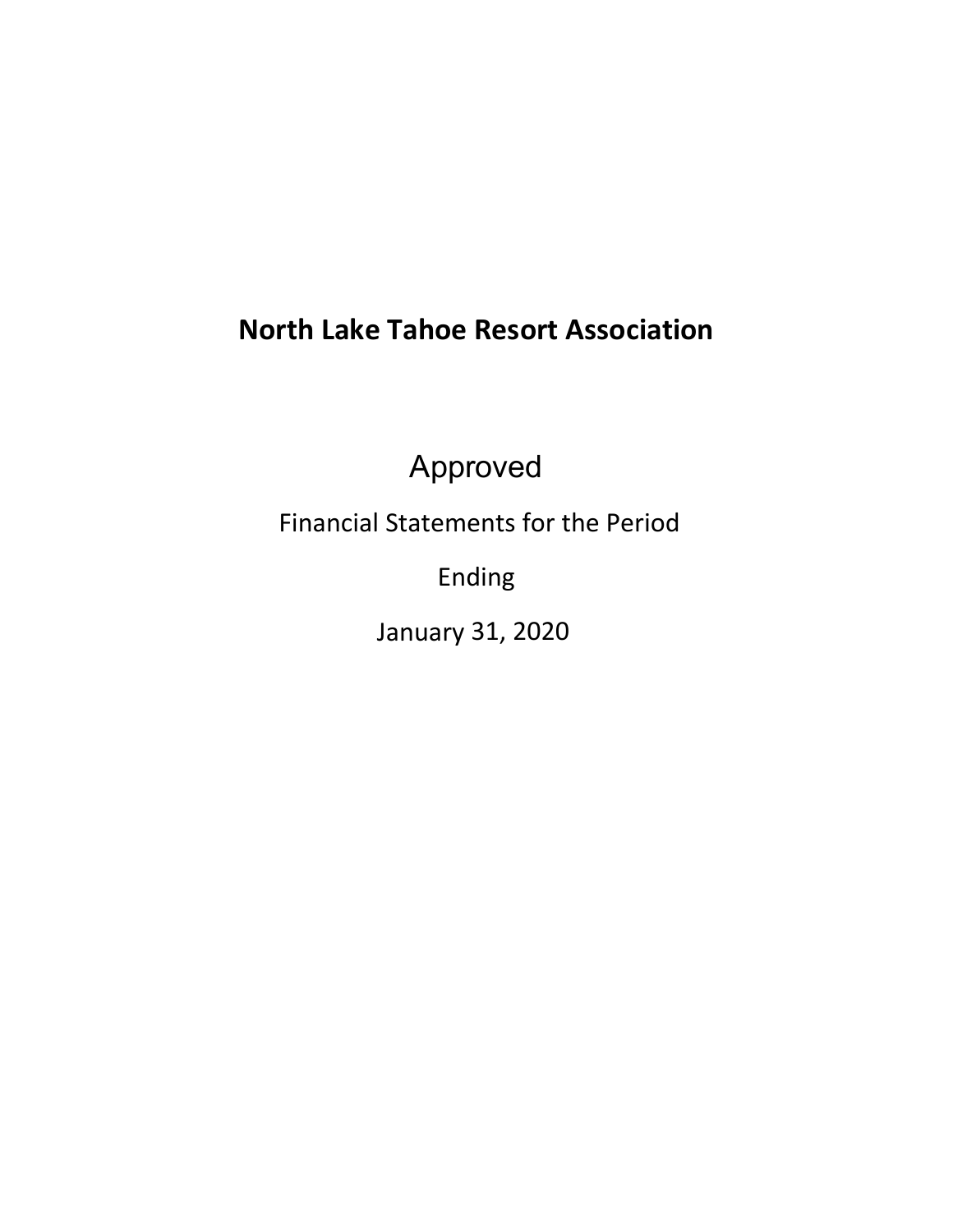# North Lake Tahoe Resort Association

Approved

Financial Statements for the Period

Ending

January 31, 2020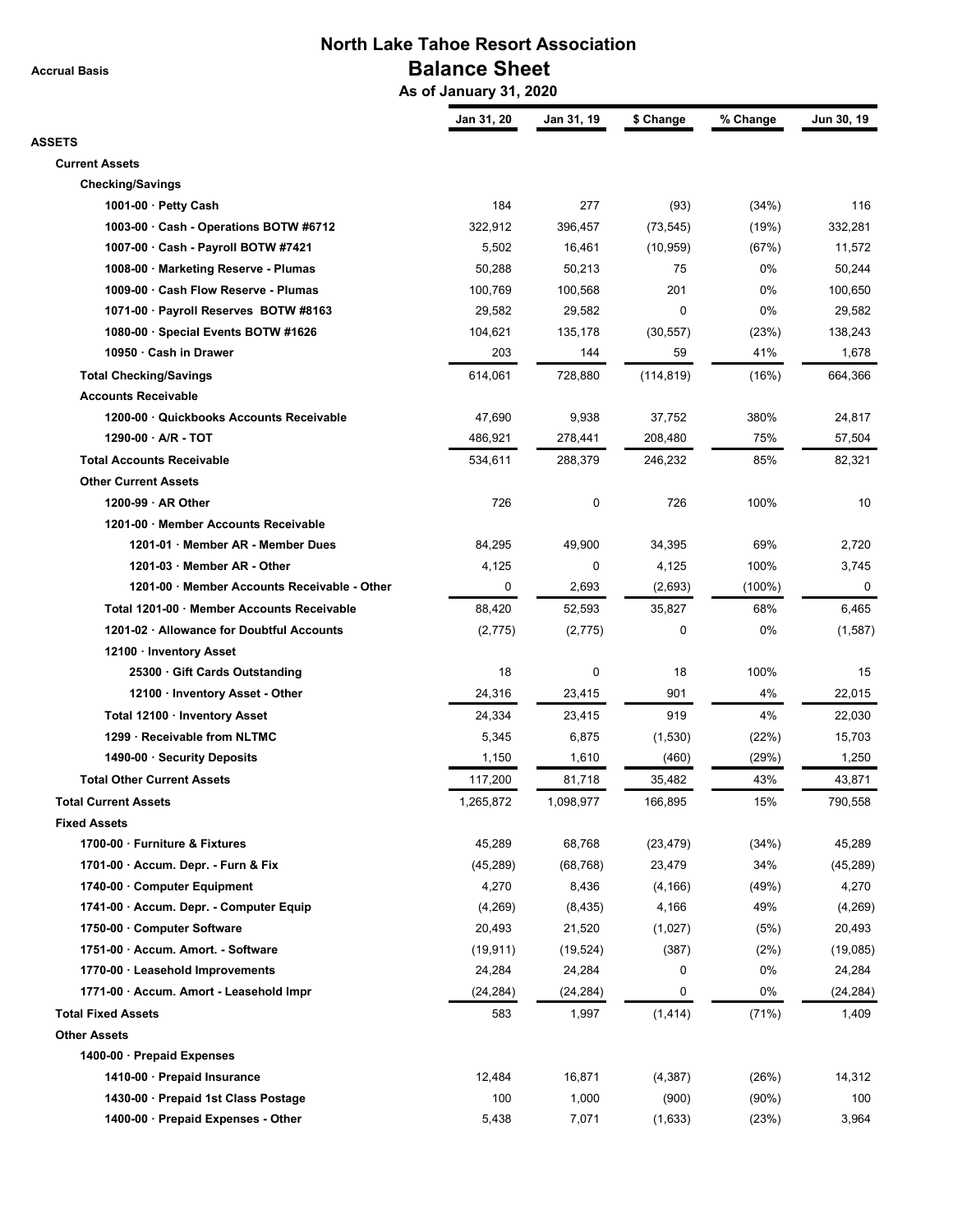# North Lake Tahoe Resort Association

## Balance Sheet

### As of January 31, 2020

Accrual Basis

| | Jan 31, 20 | Jan 31, 19 | $ Change | % Change | Jun 30, 19 |
|---|---|---|---|---|---|
| **ASSETS** | | | | | |
| **Current Assets** | | | | | |
| **Checking/Savings** | | | | | |
| **1001-00 · Petty Cash** | 184 | 277 | (93) | (34%) | 116 |
| **1003-00 · Cash - Operations BOTW #6712** | 322,912 | 396,457 | (73,545) | (19%) | 332,281 |
| **1007-00 · Cash - Payroll BOTW #7421** | 5,502 | 16,461 | (10,959) | (67%) | 11,572 |
| **1008-00 · Marketing Reserve - Plumas** | 50,288 | 50,213 | 75 | 0% | 50,244 |
| **1009-00 · Cash Flow Reserve - Plumas** | 100,769 | 100,568 | 201 | 0% | 100,650 |
| **1071-00 · Payroll Reserves BOTW #8163** | 29,582 | 29,582 | 0 | 0% | 29,582 |
| **1080-00 · Special Events BOTW #1626** | 104,621 | 135,178 | (30,557) | (23%) | 138,243 |
| **10950 · Cash in Drawer** | 203 | 144 | 59 | 41% | 1,678 |
| **Total Checking/Savings** | 614,061 | 728,880 | (114,819) | (16%) | 664,366 |
| **Accounts Receivable** | | | | | |
| **1200-00 · Quickbooks Accounts Receivable** | 47,690 | 9,938 | 37,752 | 380% | 24,817 |
| **1290-00 · A/R - TOT** | 486,921 | 278,441 | 208,480 | 75% | 57,504 |
| **Total Accounts Receivable** | 534,611 | 288,379 | 246,232 | 85% | 82,321 |
| **Other Current Assets** | | | | | |
| **1200-99 · AR Other** | 726 | 0 | 726 | 100% | 10 |
| **1201-00 · Member Accounts Receivable** | | | | | |
| **1201-01 · Member AR - Member Dues** | 84,295 | 49,900 | 34,395 | 69% | 2,720 |
| **1201-03 · Member AR - Other** | 4,125 | 0 | 4,125 | 100% | 3,745 |
| **1201-00 · Member Accounts Receivable - Other** | 0 | 2,693 | (2,693) | (100%) | 0 |
| **Total 1201-00 · Member Accounts Receivable** | 88,420 | 52,593 | 35,827 | 68% | 6,465 |
| **1201-02 · Allowance for Doubtful Accounts** | (2,775) | (2,775) | 0 | 0% | (1,587) |
| **12100 · Inventory Asset** | | | | | |
| **25300 · Gift Cards Outstanding** | 18 | 0 | 18 | 100% | 15 |
| **12100 · Inventory Asset - Other** | 24,316 | 23,415 | 901 | 4% | 22,015 |
| **Total 12100 · Inventory Asset** | 24,334 | 23,415 | 919 | 4% | 22,030 |
| **1299 · Receivable from NLTMC** | 5,345 | 6,875 | (1,530) | (22%) | 15,703 |
| **1490-00 · Security Deposits** | 1,150 | 1,610 | (460) | (29%) | 1,250 |
| **Total Other Current Assets** | 117,200 | 81,718 | 35,482 | 43% | 43,871 |
| **Total Current Assets** | 1,265,872 | 1,098,977 | 166,895 | 15% | 790,558 |
| **Fixed Assets** | | | | | |
| **1700-00 · Furniture & Fixtures** | 45,289 | 68,768 | (23,479) | (34%) | 45,289 |
| **1701-00 · Accum. Depr. - Furn & Fix** | (45,289) | (68,768) | 23,479 | 34% | (45,289) |
| **1740-00 · Computer Equipment** | 4,270 | 8,436 | (4,166) | (49%) | 4,270 |
| **1741-00 · Accum. Depr. - Computer Equip** | (4,269) | (8,435) | 4,166 | 49% | (4,269) |
| **1750-00 · Computer Software** | 20,493 | 21,520 | (1,027) | (5%) | 20,493 |
| **1751-00 · Accum. Amort. - Software** | (19,911) | (19,524) | (387) | (2%) | (19,085) |
| **1770-00 · Leasehold Improvements** | 24,284 | 24,284 | 0 | 0% | 24,284 |
| **1771-00 · Accum. Amort - Leasehold Impr** | (24,284) | (24,284) | 0 | 0% | (24,284) |
| **Total Fixed Assets** | 583 | 1,997 | (1,414) | (71%) | 1,409 |
| **Other Assets** | | | | | |
| **1400-00 · Prepaid Expenses** | | | | | |
| **1410-00 · Prepaid Insurance** | 12,484 | 16,871 | (4,387) | (26%) | 14,312 |
| **1430-00 · Prepaid 1st Class Postage** | 100 | 1,000 | (900) | (90%) | 100 |
| **1400-00 · Prepaid Expenses - Other** | 5,438 | 7,071 | (1,633) | (23%) | 3,964 |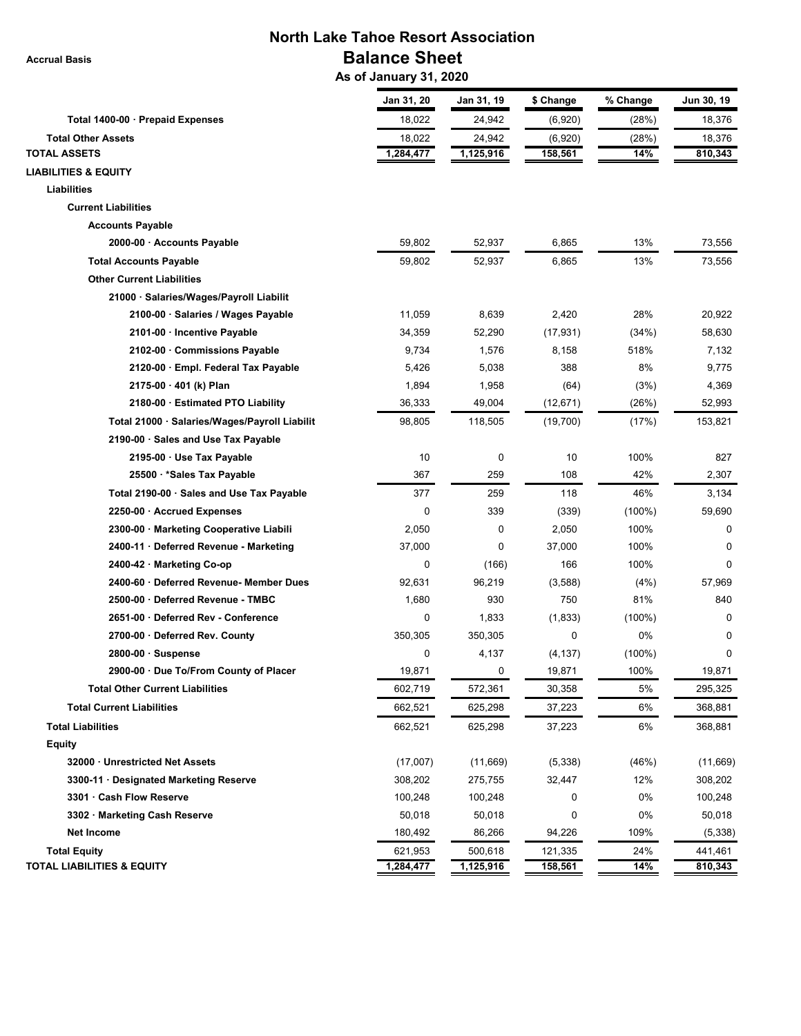# North Lake Tahoe Resort Association

## Balance Sheet

Accrual Basis

**As of January 31, 2020**

| | Jan 31, 20 | Jan 31, 19 | $ Change | % Change | Jun 30, 19 |
|---|---|---|---|---|---|
| **Total 1400-00 · Prepaid Expenses** | 18,022 | 24,942 | (6,920) | (28%) | 18,376 |
| **Total Other Assets** | 18,022 | 24,942 | (6,920) | (28%) | 18,376 |
| **TOTAL ASSETS** | 1,284,477 | 1,125,916 | 158,561 | 14% | 810,343 |
| **LIABILITIES & EQUITY** | | | | | |
| **Liabilities** | | | | | |
| **Current Liabilities** | | | | | |
| **Accounts Payable** | | | | | |
| 2000-00 · Accounts Payable | 59,802 | 52,937 | 6,865 | 13% | 73,556 |
| **Total Accounts Payable** | 59,802 | 52,937 | 6,865 | 13% | 73,556 |
| **Other Current Liabilities** | | | | | |
| 21000 · Salaries/Wages/Payroll Liabilit | | | | | |
| 2100-00 · Salaries / Wages Payable | 11,059 | 8,639 | 2,420 | 28% | 20,922 |
| 2101-00 · Incentive Payable | 34,359 | 52,290 | (17,931) | (34%) | 58,630 |
| 2102-00 · Commissions Payable | 9,734 | 1,576 | 8,158 | 518% | 7,132 |
| 2120-00 · Empl. Federal Tax Payable | 5,426 | 5,038 | 388 | 8% | 9,775 |
| 2175-00 · 401 (k) Plan | 1,894 | 1,958 | (64) | (3%) | 4,369 |
| 2180-00 · Estimated PTO Liability | 36,333 | 49,004 | (12,671) | (26%) | 52,993 |
| Total 21000 · Salaries/Wages/Payroll Liabilit | 98,805 | 118,505 | (19,700) | (17%) | 153,821 |
| 2190-00 · Sales and Use Tax Payable | | | | | |
| 2195-00 · Use Tax Payable | 10 | 0 | 10 | 100% | 827 |
| 25500 · *Sales Tax Payable | 367 | 259 | 108 | 42% | 2,307 |
| Total 2190-00 · Sales and Use Tax Payable | 377 | 259 | 118 | 46% | 3,134 |
| 2250-00 · Accrued Expenses | 0 | 339 | (339) | (100%) | 59,690 |
| 2300-00 · Marketing Cooperative Liabili | 2,050 | 0 | 2,050 | 100% | 0 |
| 2400-11 · Deferred Revenue - Marketing | 37,000 | 0 | 37,000 | 100% | 0 |
| 2400-42 · Marketing Co-op | 0 | (166) | 166 | 100% | 0 |
| 2400-60 · Deferred Revenue- Member Dues | 92,631 | 96,219 | (3,588) | (4%) | 57,969 |
| 2500-00 · Deferred Revenue - TMBC | 1,680 | 930 | 750 | 81% | 840 |
| 2651-00 · Deferred Rev - Conference | 0 | 1,833 | (1,833) | (100%) | 0 |
| 2700-00 · Deferred Rev. County | 350,305 | 350,305 | 0 | 0% | 0 |
| 2800-00 · Suspense | 0 | 4,137 | (4,137) | (100%) | 0 |
| 2900-00 · Due To/From County of Placer | 19,871 | 0 | 19,871 | 100% | 19,871 |
| **Total Other Current Liabilities** | 602,719 | 572,361 | 30,358 | 5% | 295,325 |
| **Total Current Liabilities** | 662,521 | 625,298 | 37,223 | 6% | 368,881 |
| **Total Liabilities** | 662,521 | 625,298 | 37,223 | 6% | 368,881 |
| **Equity** | | | | | |
| 32000 · Unrestricted Net Assets | (17,007) | (11,669) | (5,338) | (46%) | (11,669) |
| 3300-11 · Designated Marketing Reserve | 308,202 | 275,755 | 32,447 | 12% | 308,202 |
| 3301 · Cash Flow Reserve | 100,248 | 100,248 | 0 | 0% | 100,248 |
| 3302 · Marketing Cash Reserve | 50,018 | 50,018 | 0 | 0% | 50,018 |
| Net Income | 180,492 | 86,266 | 94,226 | 109% | (5,338) |
| **Total Equity** | 621,953 | 500,618 | 121,335 | 24% | 441,461 |
| **TOTAL LIABILITIES & EQUITY** | 1,284,477 | 1,125,916 | 158,561 | 14% | 810,343 |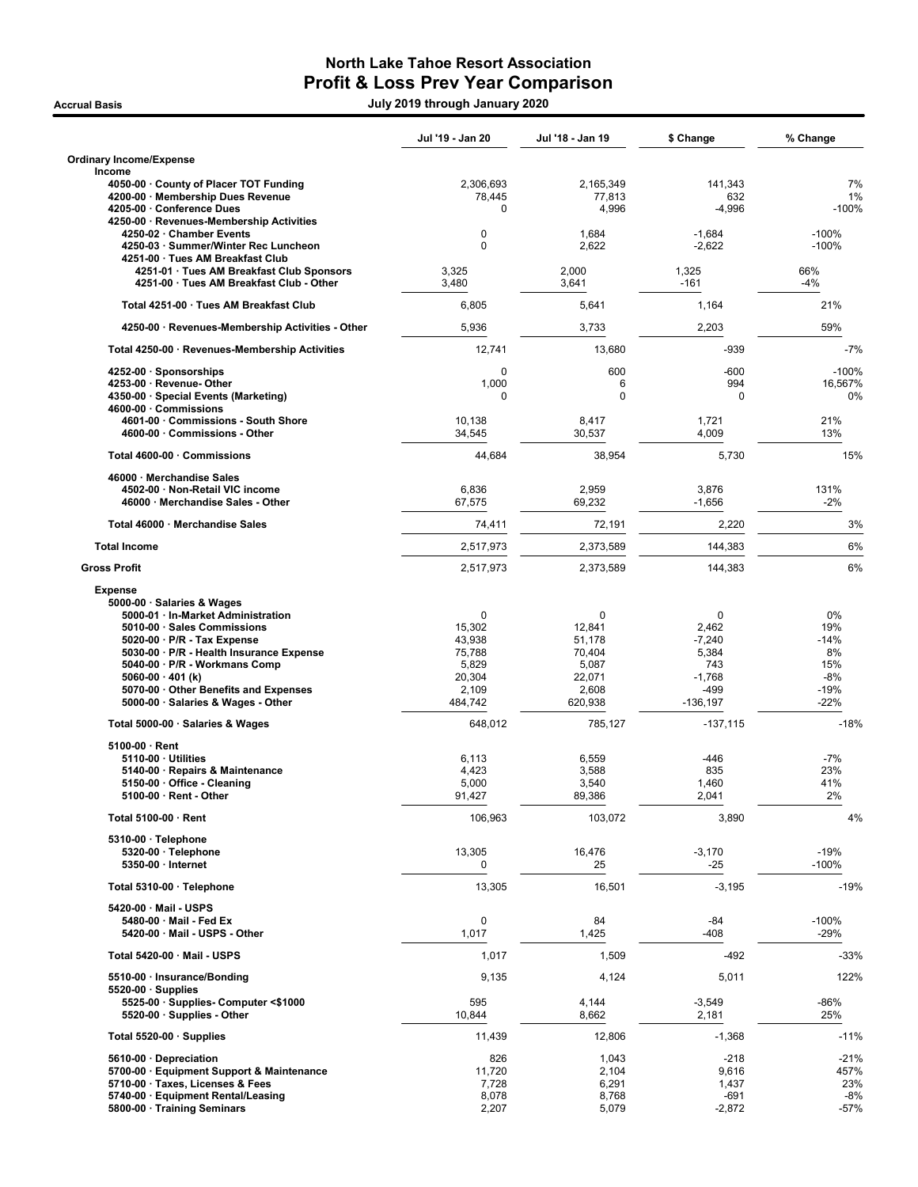# North Lake Tahoe Resort Association
## Profit & Loss Prev Year Comparison

**Accrual Basis** — **July 2019 through January 2020**

| | Jul '19 - Jan 20 | Jul '18 - Jan 19 | $ Change | % Change |
|---|---|---|---|---|
| **Ordinary Income/Expense** | | | | |
| **Income** | | | | |
| 4050-00 · County of Placer TOT Funding | 2,306,693 | 2,165,349 | 141,343 | 7% |
| 4200-00 · Membership Dues Revenue | 78,445 | 77,813 | 632 | 1% |
| 4205-00 · Conference Dues | 0 | 4,996 | -4,996 | -100% |
| 4250-00 · Revenues-Membership Activities | | | | |
| 4250-02 · Chamber Events | 0 | 1,684 | -1,684 | -100% |
| 4250-03 · Summer/Winter Rec Luncheon | 0 | 2,622 | -2,622 | -100% |
| 4251-00 · Tues AM Breakfast Club | | | | |
| 4251-01 · Tues AM Breakfast Club Sponsors | 3,325 | 2,000 | 1,325 | 66% |
| 4251-00 · Tues AM Breakfast Club - Other | 3,480 | 3,641 | -161 | -4% |
| Total 4251-00 · Tues AM Breakfast Club | 6,805 | 5,641 | 1,164 | 21% |
| 4250-00 · Revenues-Membership Activities - Other | 5,936 | 3,733 | 2,203 | 59% |
| Total 4250-00 · Revenues-Membership Activities | 12,741 | 13,680 | -939 | -7% |
| 4252-00 · Sponsorships | 0 | 600 | -600 | -100% |
| 4253-00 · Revenue- Other | 1,000 | 6 | 994 | 16,567% |
| 4350-00 · Special Events (Marketing) | 0 | 0 | 0 | 0% |
| 4600-00 · Commissions | | | | |
| 4601-00 · Commissions - South Shore | 10,138 | 8,417 | 1,721 | 21% |
| 4600-00 · Commissions - Other | 34,545 | 30,537 | 4,009 | 13% |
| Total 4600-00 · Commissions | 44,684 | 38,954 | 5,730 | 15% |
| 46000 · Merchandise Sales | | | | |
| 4502-00 · Non-Retail VIC income | 6,836 | 2,959 | 3,876 | 131% |
| 46000 · Merchandise Sales - Other | 67,575 | 69,232 | -1,656 | -2% |
| Total 46000 · Merchandise Sales | 74,411 | 72,191 | 2,220 | 3% |
| **Total Income** | 2,517,973 | 2,373,589 | 144,383 | 6% |
| **Gross Profit** | 2,517,973 | 2,373,589 | 144,383 | 6% |
| **Expense** | | | | |
| 5000-00 · Salaries & Wages | | | | |
| 5000-01 · In-Market Administration | 0 | 0 | 0 | 0% |
| 5010-00 · Sales Commissions | 15,302 | 12,841 | 2,462 | 19% |
| 5020-00 · P/R - Tax Expense | 43,938 | 51,178 | -7,240 | -14% |
| 5030-00 · P/R - Health Insurance Expense | 75,788 | 70,404 | 5,384 | 8% |
| 5040-00 · P/R - Workmans Comp | 5,829 | 5,087 | 743 | 15% |
| 5060-00 · 401 (k) | 20,304 | 22,071 | -1,768 | -8% |
| 5070-00 · Other Benefits and Expenses | 2,109 | 2,608 | -499 | -19% |
| 5000-00 · Salaries & Wages - Other | 484,742 | 620,938 | -136,197 | -22% |
| Total 5000-00 · Salaries & Wages | 648,012 | 785,127 | -137,115 | -18% |
| 5100-00 · Rent | | | | |
| 5110-00 · Utilities | 6,113 | 6,559 | -446 | -7% |
| 5140-00 · Repairs & Maintenance | 4,423 | 3,588 | 835 | 23% |
| 5150-00 · Office - Cleaning | 5,000 | 3,540 | 1,460 | 41% |
| 5100-00 · Rent - Other | 91,427 | 89,386 | 2,041 | 2% |
| Total 5100-00 · Rent | 106,963 | 103,072 | 3,890 | 4% |
| 5310-00 · Telephone | | | | |
| 5320-00 · Telephone | 13,305 | 16,476 | -3,170 | -19% |
| 5350-00 · Internet | 0 | 25 | -25 | -100% |
| Total 5310-00 · Telephone | 13,305 | 16,501 | -3,195 | -19% |
| 5420-00 · Mail - USPS | | | | |
| 5480-00 · Mail - Fed Ex | 0 | 84 | -84 | -100% |
| 5420-00 · Mail - USPS - Other | 1,017 | 1,425 | -408 | -29% |
| Total 5420-00 · Mail - USPS | 1,017 | 1,509 | -492 | -33% |
| 5510-00 · Insurance/Bonding | 9,135 | 4,124 | 5,011 | 122% |
| 5520-00 · Supplies | | | | |
| 5525-00 · Supplies- Computer <$1000 | 595 | 4,144 | -3,549 | -86% |
| 5520-00 · Supplies - Other | 10,844 | 8,662 | 2,181 | 25% |
| Total 5520-00 · Supplies | 11,439 | 12,806 | -1,368 | -11% |
| 5610-00 · Depreciation | 826 | 1,043 | -218 | -21% |
| 5700-00 · Equipment Support & Maintenance | 11,720 | 2,104 | 9,616 | 457% |
| 5710-00 · Taxes, Licenses & Fees | 7,728 | 6,291 | 1,437 | 23% |
| 5740-00 · Equipment Rental/Leasing | 8,078 | 8,768 | -691 | -8% |
| 5800-00 · Training Seminars | 2,207 | 5,079 | -2,872 | -57% |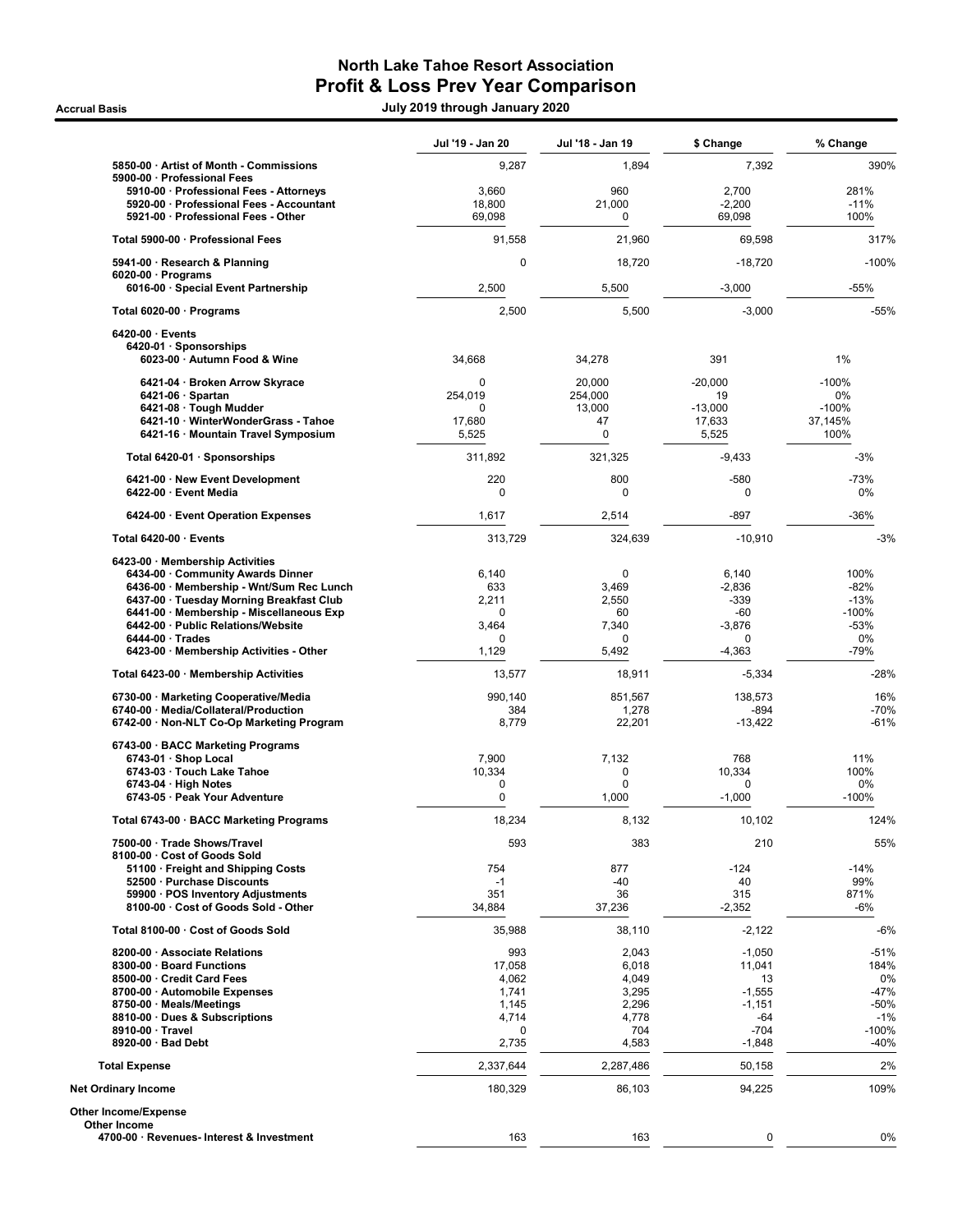# North Lake Tahoe Resort Association
## Profit & Loss Prev Year Comparison

**Accrual Basis** — July 2019 through January 2020

| | Jul '19 - Jan 20 | Jul '18 - Jan 19 | $ Change | % Change |
|---|---|---|---|---|
| 5850-00 · Artist of Month - Commissions | 9,287 | 1,894 | 7,392 | 390% |
| 5900-00 · Professional Fees | | | | |
| 5910-00 · Professional Fees - Attorneys | 3,660 | 960 | 2,700 | 281% |
| 5920-00 · Professional Fees - Accountant | 18,800 | 21,000 | -2,200 | -11% |
| 5921-00 · Professional Fees - Other | 69,098 | 0 | 69,098 | 100% |
| Total 5900-00 · Professional Fees | 91,558 | 21,960 | 69,598 | 317% |
| 5941-00 · Research & Planning | 0 | 18,720 | -18,720 | -100% |
| 6020-00 · Programs | | | | |
| 6016-00 · Special Event Partnership | 2,500 | 5,500 | -3,000 | -55% |
| Total 6020-00 · Programs | 2,500 | 5,500 | -3,000 | -55% |
| 6420-00 · Events | | | | |
| 6420-01 · Sponsorships | | | | |
| 6023-00 · Autumn Food & Wine | 34,668 | 34,278 | 391 | 1% |
| 6421-04 · Broken Arrow Skyrace | 0 | 20,000 | -20,000 | -100% |
| 6421-06 · Spartan | 254,019 | 254,000 | 19 | 0% |
| 6421-08 · Tough Mudder | 0 | 13,000 | -13,000 | -100% |
| 6421-10 · WinterWonderGrass - Tahoe | 17,680 | 47 | 17,633 | 37,145% |
| 6421-16 · Mountain Travel Symposium | 5,525 | 0 | 5,525 | 100% |
| Total 6420-01 · Sponsorships | 311,892 | 321,325 | -9,433 | -3% |
| 6421-00 · New Event Development | 220 | 800 | -580 | -73% |
| 6422-00 · Event Media | 0 | 0 | 0 | 0% |
| 6424-00 · Event Operation Expenses | 1,617 | 2,514 | -897 | -36% |
| Total 6420-00 · Events | 313,729 | 324,639 | -10,910 | -3% |
| 6423-00 · Membership Activities | | | | |
| 6434-00 · Community Awards Dinner | 6,140 | 0 | 6,140 | 100% |
| 6436-00 · Membership - Wnt/Sum Rec Lunch | 633 | 3,469 | -2,836 | -82% |
| 6437-00 · Tuesday Morning Breakfast Club | 2,211 | 2,550 | -339 | -13% |
| 6441-00 · Membership - Miscellaneous Exp | 0 | 60 | -60 | -100% |
| 6442-00 · Public Relations/Website | 3,464 | 7,340 | -3,876 | -53% |
| 6444-00 · Trades | 0 | 0 | 0 | 0% |
| 6423-00 · Membership Activities - Other | 1,129 | 5,492 | -4,363 | -79% |
| Total 6423-00 · Membership Activities | 13,577 | 18,911 | -5,334 | -28% |
| 6730-00 · Marketing Cooperative/Media | 990,140 | 851,567 | 138,573 | 16% |
| 6740-00 · Media/Collateral/Production | 384 | 1,278 | -894 | -70% |
| 6742-00 · Non-NLT Co-Op Marketing Program | 8,779 | 22,201 | -13,422 | -61% |
| 6743-00 · BACC Marketing Programs | | | | |
| 6743-01 · Shop Local | 7,900 | 7,132 | 768 | 11% |
| 6743-03 · Touch Lake Tahoe | 10,334 | 0 | 10,334 | 100% |
| 6743-04 · High Notes | 0 | 0 | 0 | 0% |
| 6743-05 · Peak Your Adventure | 0 | 1,000 | -1,000 | -100% |
| Total 6743-00 · BACC Marketing Programs | 18,234 | 8,132 | 10,102 | 124% |
| 7500-00 · Trade Shows/Travel | 593 | 383 | 210 | 55% |
| 8100-00 · Cost of Goods Sold | | | | |
| 51100 · Freight and Shipping Costs | 754 | 877 | -124 | -14% |
| 52500 · Purchase Discounts | -1 | -40 | 40 | 99% |
| 59900 · POS Inventory Adjustments | 351 | 36 | 315 | 871% |
| 8100-00 · Cost of Goods Sold - Other | 34,884 | 37,236 | -2,352 | -6% |
| Total 8100-00 · Cost of Goods Sold | 35,988 | 38,110 | -2,122 | -6% |
| 8200-00 · Associate Relations | 993 | 2,043 | -1,050 | -51% |
| 8300-00 · Board Functions | 17,058 | 6,018 | 11,041 | 184% |
| 8500-00 · Credit Card Fees | 4,062 | 4,049 | 13 | 0% |
| 8700-00 · Automobile Expenses | 1,741 | 3,295 | -1,555 | -47% |
| 8750-00 · Meals/Meetings | 1,145 | 2,296 | -1,151 | -50% |
| 8810-00 · Dues & Subscriptions | 4,714 | 4,778 | -64 | -1% |
| 8910-00 · Travel | 0 | 704 | -704 | -100% |
| 8920-00 · Bad Debt | 2,735 | 4,583 | -1,848 | -40% |
| Total Expense | 2,337,644 | 2,287,486 | 50,158 | 2% |
| Net Ordinary Income | 180,329 | 86,103 | 94,225 | 109% |
| Other Income/Expense | | | | |
| Other Income | | | | |
| 4700-00 · Revenues- Interest & Investment | 163 | 163 | 0 | 0% |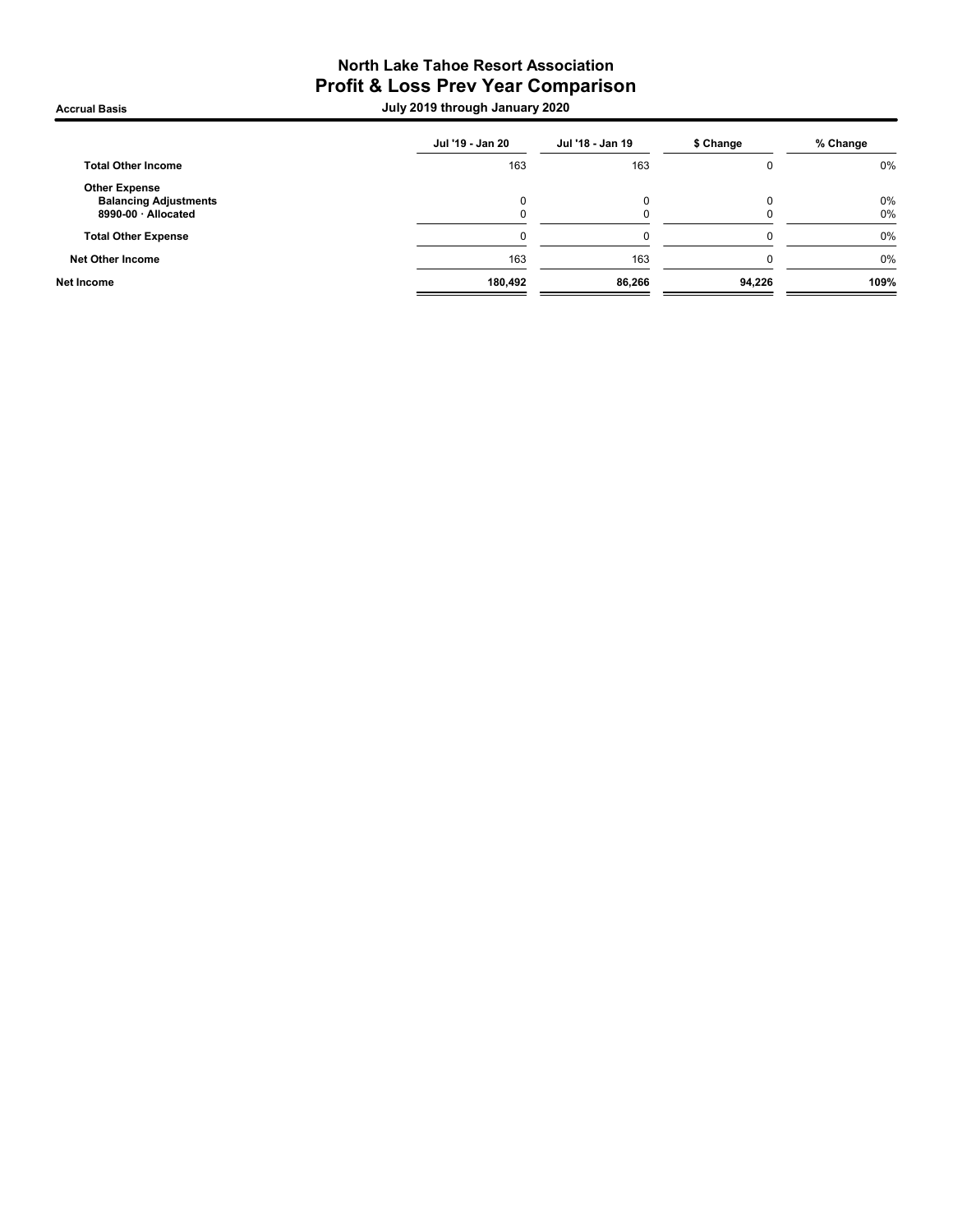# North Lake Tahoe Resort Association
## Profit & Loss Prev Year Comparison

**Accrual Basis** — **July 2019 through January 2020**

| | Jul '19 - Jan 20 | Jul '18 - Jan 19 | $ Change | % Change |
|---|---|---|---|---|
| **Total Other Income** | 163 | 163 | 0 | 0% |
| **Other Expense** | | | | |
| **Balancing Adjustments** | 0 | 0 | 0 | 0% |
| **8990-00 · Allocated** | 0 | 0 | 0 | 0% |
| **Total Other Expense** | 0 | 0 | 0 | 0% |
| **Net Other Income** | 163 | 163 | 0 | 0% |
| **Net Income** | **180,492** | **86,266** | **94,226** | **109%** |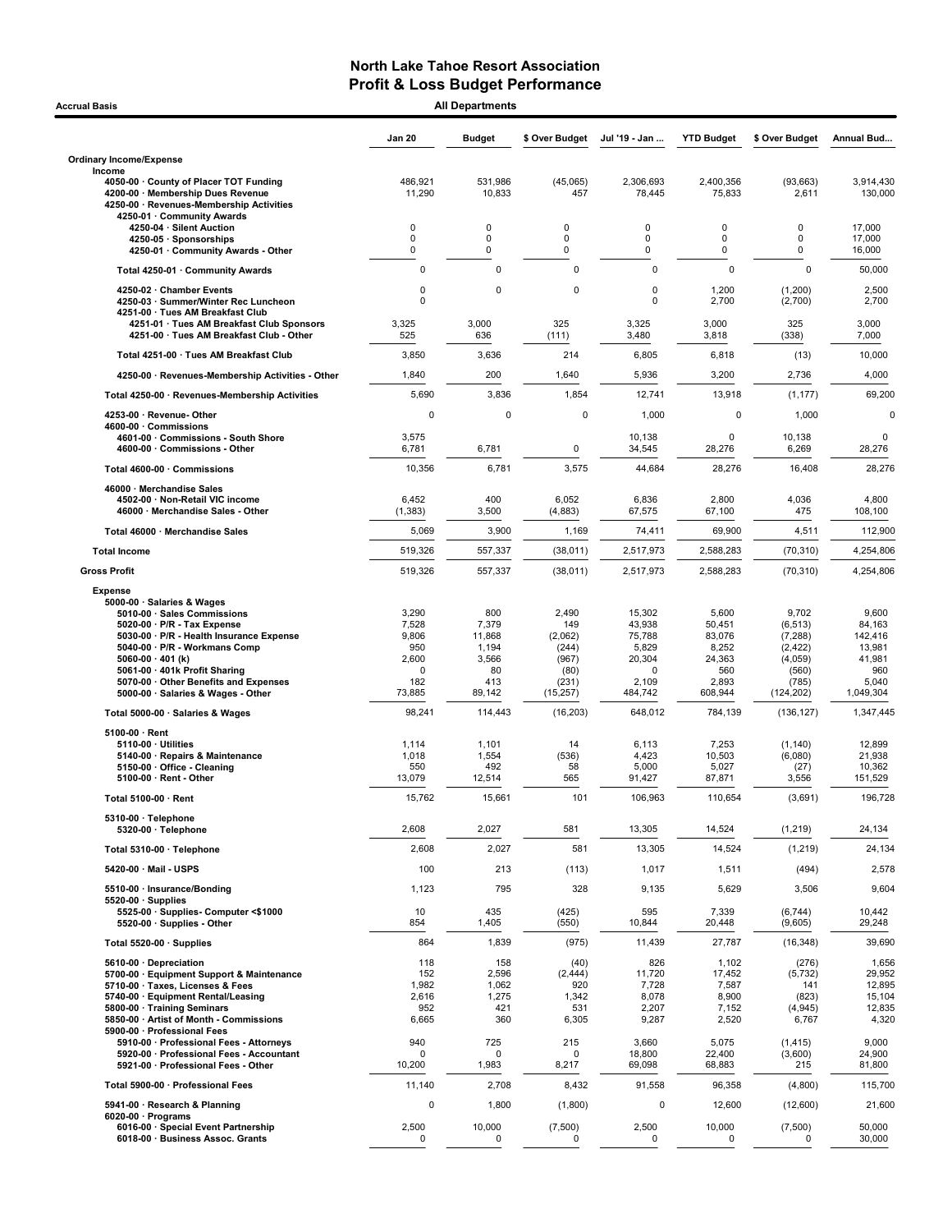# North Lake Tahoe Resort Association
## Profit & Loss Budget Performance

**Accrual Basis** — **All Departments**

| | Jan 20 | Budget | $ Over Budget | Jul '19 - Jan ... | YTD Budget | $ Over Budget | Annual Bud... |
|---|---|---|---|---|---|---|---|
| **Ordinary Income/Expense** | | | | | | | |
| Income | | | | | | | |
| 4050-00 · County of Placer TOT Funding | 486,921 | 531,986 | (45,065) | 2,306,693 | 2,400,356 | (93,663) | 3,914,430 |
| 4200-00 · Membership Dues Revenue | 11,290 | 10,833 | 457 | 78,445 | 75,833 | 2,611 | 130,000 |
| 4250-00 · Revenues-Membership Activities | | | | | | | |
| 4250-01 · Community Awards | | | | | | | |
| 4250-04 · Silent Auction | 0 | 0 | 0 | 0 | 0 | 0 | 17,000 |
| 4250-05 · Sponsorships | 0 | 0 | 0 | 0 | 0 | 0 | 17,000 |
| 4250-01 · Community Awards - Other | 0 | 0 | 0 | 0 | 0 | 0 | 16,000 |
| Total 4250-01 · Community Awards | 0 | 0 | 0 | 0 | 0 | 0 | 50,000 |
| 4250-02 · Chamber Events | 0 | 0 | 0 | 0 | 1,200 | (1,200) | 2,500 |
| 4250-03 · Summer/Winter Rec Luncheon | 0 | | | 0 | 2,700 | (2,700) | 2,700 |
| 4251-00 · Tues AM Breakfast Club | | | | | | | |
| 4251-01 · Tues AM Breakfast Club Sponsors | 3,325 | 3,000 | 325 | 3,325 | 3,000 | 325 | 3,000 |
| 4251-00 · Tues AM Breakfast Club - Other | 525 | 636 | (111) | 3,480 | 3,818 | (338) | 7,000 |
| Total 4251-00 · Tues AM Breakfast Club | 3,850 | 3,636 | 214 | 6,805 | 6,818 | (13) | 10,000 |
| 4250-00 · Revenues-Membership Activities - Other | 1,840 | 200 | 1,640 | 5,936 | 3,200 | 2,736 | 4,000 |
| Total 4250-00 · Revenues-Membership Activities | 5,690 | 3,836 | 1,854 | 12,741 | 13,918 | (1,177) | 69,200 |
| 4253-00 · Revenue- Other | 0 | 0 | 0 | 1,000 | 0 | 1,000 | 0 |
| 4600-00 · Commissions | | | | | | | |
| 4601-00 · Commissions - South Shore | 3,575 | | | 10,138 | 0 | 10,138 | 0 |
| 4600-00 · Commissions - Other | 6,781 | 6,781 | 0 | 34,545 | 28,276 | 6,269 | 28,276 |
| Total 4600-00 · Commissions | 10,356 | 6,781 | 3,575 | 44,684 | 28,276 | 16,408 | 28,276 |
| 46000 · Merchandise Sales | | | | | | | |
| 4502-00 · Non-Retail VIC income | 6,452 | 400 | 6,052 | 6,836 | 2,800 | 4,036 | 4,800 |
| 46000 · Merchandise Sales - Other | (1,383) | 3,500 | (4,883) | 67,575 | 67,100 | 475 | 108,100 |
| Total 46000 · Merchandise Sales | 5,069 | 3,900 | 1,169 | 74,411 | 69,900 | 4,511 | 112,900 |
| **Total Income** | 519,326 | 557,337 | (38,011) | 2,517,973 | 2,588,283 | (70,310) | 4,254,806 |
| **Gross Profit** | 519,326 | 557,337 | (38,011) | 2,517,973 | 2,588,283 | (70,310) | 4,254,806 |
| **Expense** | | | | | | | |
| 5000-00 · Salaries & Wages | | | | | | | |
| 5010-00 · Sales Commissions | 3,290 | 800 | 2,490 | 15,302 | 5,600 | 9,702 | 9,600 |
| 5020-00 · P/R - Tax Expense | 7,528 | 7,379 | 149 | 43,938 | 50,451 | (6,513) | 84,163 |
| 5030-00 · P/R - Health Insurance Expense | 9,806 | 11,868 | (2,062) | 75,788 | 83,076 | (7,288) | 142,416 |
| 5040-00 · P/R - Workmans Comp | 950 | 1,194 | (244) | 5,829 | 8,252 | (2,422) | 13,981 |
| 5060-00 · 401 (k) | 2,600 | 3,566 | (967) | 20,304 | 24,363 | (4,059) | 41,981 |
| 5061-00 · 401k Profit Sharing | 0 | 80 | (80) | 0 | 560 | (560) | 960 |
| 5070-00 · Other Benefits and Expenses | 182 | 413 | (231) | 2,109 | 2,893 | (785) | 5,040 |
| 5000-00 · Salaries & Wages - Other | 73,885 | 89,142 | (15,257) | 484,742 | 608,944 | (124,202) | 1,049,304 |
| Total 5000-00 · Salaries & Wages | 98,241 | 114,443 | (16,203) | 648,012 | 784,139 | (136,127) | 1,347,445 |
| 5100-00 · Rent | | | | | | | |
| 5110-00 · Utilities | 1,114 | 1,101 | 14 | 6,113 | 7,253 | (1,140) | 12,899 |
| 5140-00 · Repairs & Maintenance | 1,018 | 1,554 | (536) | 4,423 | 10,503 | (6,080) | 21,938 |
| 5150-00 · Office - Cleaning | 550 | 492 | 58 | 5,000 | 5,027 | (27) | 10,362 |
| 5100-00 · Rent - Other | 13,079 | 12,514 | 565 | 91,427 | 87,871 | 3,556 | 151,529 |
| Total 5100-00 · Rent | 15,762 | 15,661 | 101 | 106,963 | 110,654 | (3,691) | 196,728 |
| 5310-00 · Telephone | | | | | | | |
| 5320-00 · Telephone | 2,608 | 2,027 | 581 | 13,305 | 14,524 | (1,219) | 24,134 |
| Total 5310-00 · Telephone | 2,608 | 2,027 | 581 | 13,305 | 14,524 | (1,219) | 24,134 |
| 5420-00 · Mail - USPS | 100 | 213 | (113) | 1,017 | 1,511 | (494) | 2,578 |
| 5510-00 · Insurance/Bonding | 1,123 | 795 | 328 | 9,135 | 5,629 | 3,506 | 9,604 |
| 5520-00 · Supplies | | | | | | | |
| 5525-00 · Supplies- Computer <$1000 | 10 | 435 | (425) | 595 | 7,339 | (6,744) | 10,442 |
| 5520-00 · Supplies - Other | 854 | 1,405 | (550) | 10,844 | 20,448 | (9,605) | 29,248 |
| Total 5520-00 · Supplies | 864 | 1,839 | (975) | 11,439 | 27,787 | (16,348) | 39,690 |
| 5610-00 · Depreciation | 118 | 158 | (40) | 826 | 1,102 | (276) | 1,656 |
| 5700-00 · Equipment Support & Maintenance | 152 | 2,596 | (2,444) | 11,720 | 17,452 | (5,732) | 29,952 |
| 5710-00 · Taxes, Licenses & Fees | 1,982 | 1,062 | 920 | 7,728 | 7,587 | 141 | 12,895 |
| 5740-00 · Equipment Rental/Leasing | 2,616 | 1,275 | 1,342 | 8,078 | 8,900 | (823) | 15,104 |
| 5800-00 · Training Seminars | 952 | 421 | 531 | 2,207 | 7,152 | (4,945) | 12,835 |
| 5850-00 · Artist of Month - Commissions | 6,665 | 360 | 6,305 | 9,287 | 2,520 | 6,767 | 4,320 |
| 5900-00 · Professional Fees | | | | | | | |
| 5910-00 · Professional Fees - Attorneys | 940 | 725 | 215 | 3,660 | 5,075 | (1,415) | 9,000 |
| 5920-00 · Professional Fees - Accountant | 0 | 0 | 0 | 18,800 | 22,400 | (3,600) | 24,900 |
| 5921-00 · Professional Fees - Other | 10,200 | 1,983 | 8,217 | 69,098 | 68,883 | 215 | 81,800 |
| Total 5900-00 · Professional Fees | 11,140 | 2,708 | 8,432 | 91,558 | 96,358 | (4,800) | 115,700 |
| 5941-00 · Research & Planning | 0 | 1,800 | (1,800) | 0 | 12,600 | (12,600) | 21,600 |
| 6020-00 · Programs | | | | | | | |
| 6016-00 · Special Event Partnership | 2,500 | 10,000 | (7,500) | 2,500 | 10,000 | (7,500) | 50,000 |
| 6018-00 · Business Assoc. Grants | 0 | 0 | 0 | 0 | 0 | 0 | 30,000 |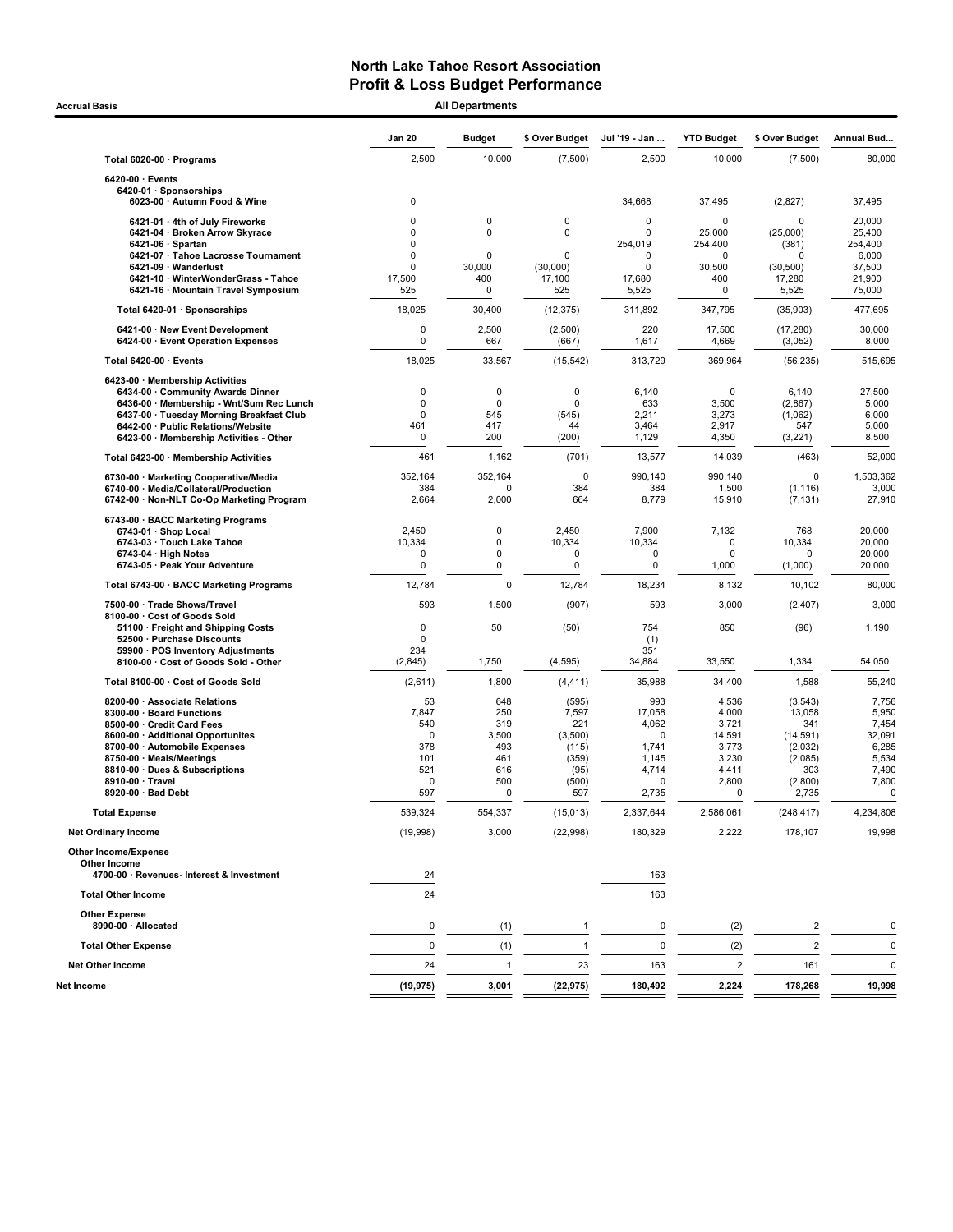# North Lake Tahoe Resort Association
## Profit & Loss Budget Performance

**Accrual Basis** — **All Departments**

| | Jan 20 | Budget | $ Over Budget | Jul '19 - Jan ... | YTD Budget | $ Over Budget | Annual Bud... |
|---|---|---|---|---|---|---|---|
| **Total 6020-00 · Programs** | 2,500 | 10,000 | (7,500) | 2,500 | 10,000 | (7,500) | 80,000 |
| **6420-00 · Events** | | | | | | | |
| **6420-01 · Sponsorships** | | | | | | | |
| **6023-00 · Autumn Food & Wine** | 0 | | | 34,668 | 37,495 | (2,827) | 37,495 |
| **6421-01 · 4th of July Fireworks** | 0 | 0 | 0 | 0 | 0 | 0 | 20,000 |
| **6421-04 · Broken Arrow Skyrace** | 0 | 0 | 0 | 0 | 25,000 | (25,000) | 25,400 |
| **6421-06 · Spartan** | 0 | | | 254,019 | 254,400 | (381) | 254,400 |
| **6421-07 · Tahoe Lacrosse Tournament** | 0 | 0 | 0 | 0 | 0 | 0 | 6,000 |
| **6421-09 · Wanderlust** | 0 | 30,000 | (30,000) | 0 | 30,500 | (30,500) | 37,500 |
| **6421-10 · WinterWonderGrass - Tahoe** | 17,500 | 400 | 17,100 | 17,680 | 400 | 17,280 | 21,900 |
| **6421-16 · Mountain Travel Symposium** | 525 | 0 | 525 | 5,525 | 0 | 5,525 | 75,000 |
| **Total 6420-01 · Sponsorships** | 18,025 | 30,400 | (12,375) | 311,892 | 347,795 | (35,903) | 477,695 |
| **6421-00 · New Event Development** | 0 | 2,500 | (2,500) | 220 | 17,500 | (17,280) | 30,000 |
| **6424-00 · Event Operation Expenses** | 0 | 667 | (667) | 1,617 | 4,669 | (3,052) | 8,000 |
| **Total 6420-00 · Events** | 18,025 | 33,567 | (15,542) | 313,729 | 369,964 | (56,235) | 515,695 |
| **6423-00 · Membership Activities** | | | | | | | |
| **6434-00 · Community Awards Dinner** | 0 | 0 | 0 | 6,140 | 0 | 6,140 | 27,500 |
| **6436-00 · Membership - Wnt/Sum Rec Lunch** | 0 | 0 | 0 | 633 | 3,500 | (2,867) | 5,000 |
| **6437-00 · Tuesday Morning Breakfast Club** | 0 | 545 | (545) | 2,211 | 3,273 | (1,062) | 6,000 |
| **6442-00 · Public Relations/Website** | 461 | 417 | 44 | 3,464 | 2,917 | 547 | 5,000 |
| **6423-00 · Membership Activities - Other** | 0 | 200 | (200) | 1,129 | 4,350 | (3,221) | 8,500 |
| **Total 6423-00 · Membership Activities** | 461 | 1,162 | (701) | 13,577 | 14,039 | (463) | 52,000 |
| **6730-00 · Marketing Cooperative/Media** | 352,164 | 352,164 | 0 | 990,140 | 990,140 | 0 | 1,503,362 |
| **6740-00 · Media/Collateral/Production** | 384 | 0 | 384 | 384 | 1,500 | (1,116) | 3,000 |
| **6742-00 · Non-NLT Co-Op Marketing Program** | 2,664 | 2,000 | 664 | 8,779 | 15,910 | (7,131) | 27,910 |
| **6743-00 · BACC Marketing Programs** | | | | | | | |
| **6743-01 · Shop Local** | 2,450 | 0 | 2,450 | 7,900 | 7,132 | 768 | 20,000 |
| **6743-03 · Touch Lake Tahoe** | 10,334 | 0 | 10,334 | 10,334 | 0 | 10,334 | 20,000 |
| **6743-04 · High Notes** | 0 | 0 | 0 | 0 | 0 | 0 | 20,000 |
| **6743-05 · Peak Your Adventure** | 0 | 0 | 0 | 0 | 1,000 | (1,000) | 20,000 |
| **Total 6743-00 · BACC Marketing Programs** | 12,784 | 0 | 12,784 | 18,234 | 8,132 | 10,102 | 80,000 |
| **7500-00 · Trade Shows/Travel** | 593 | 1,500 | (907) | 593 | 3,000 | (2,407) | 3,000 |
| **8100-00 · Cost of Goods Sold** | | | | | | | |
| **51100 · Freight and Shipping Costs** | 0 | 50 | (50) | 754 | 850 | (96) | 1,190 |
| **52500 · Purchase Discounts** | 0 | | | (1) | | | |
| **59900 · POS Inventory Adjustments** | 234 | | | 351 | | | |
| **8100-00 · Cost of Goods Sold - Other** | (2,845) | 1,750 | (4,595) | 34,884 | 33,550 | 1,334 | 54,050 |
| **Total 8100-00 · Cost of Goods Sold** | (2,611) | 1,800 | (4,411) | 35,988 | 34,400 | 1,588 | 55,240 |
| **8200-00 · Associate Relations** | 53 | 648 | (595) | 993 | 4,536 | (3,543) | 7,756 |
| **8300-00 · Board Functions** | 7,847 | 250 | 7,597 | 17,058 | 4,000 | 13,058 | 5,950 |
| **8500-00 · Credit Card Fees** | 540 | 319 | 221 | 4,062 | 3,721 | 341 | 7,454 |
| **8600-00 · Additional Opportunites** | 0 | 3,500 | (3,500) | 0 | 14,591 | (14,591) | 32,091 |
| **8700-00 · Automobile Expenses** | 378 | 493 | (115) | 1,741 | 3,773 | (2,032) | 6,285 |
| **8750-00 · Meals/Meetings** | 101 | 461 | (359) | 1,145 | 3,230 | (2,085) | 5,534 |
| **8810-00 · Dues & Subscriptions** | 521 | 616 | (95) | 4,714 | 4,411 | 303 | 7,490 |
| **8910-00 · Travel** | 0 | 500 | (500) | 0 | 2,800 | (2,800) | 7,800 |
| **8920-00 · Bad Debt** | 597 | 0 | 597 | 2,735 | 0 | 2,735 | 0 |
| **Total Expense** | 539,324 | 554,337 | (15,013) | 2,337,644 | 2,586,061 | (248,417) | 4,234,808 |
| **Net Ordinary Income** | (19,998) | 3,000 | (22,998) | 180,329 | 2,222 | 178,107 | 19,998 |
| **Other Income/Expense** | | | | | | | |
| **Other Income** | | | | | | | |
| **4700-00 · Revenues- Interest & Investment** | 24 | | | 163 | | | |
| **Total Other Income** | 24 | | | 163 | | | |
| **Other Expense** | | | | | | | |
| **8990-00 · Allocated** | 0 | (1) | 1 | 0 | (2) | 2 | 0 |
| **Total Other Expense** | 0 | (1) | 1 | 0 | (2) | 2 | 0 |
| **Net Other Income** | 24 | 1 | 23 | 163 | 2 | 161 | 0 |
| **Net Income** | **(19,975)** | **3,001** | **(22,975)** | **180,492** | **2,224** | **178,268** | **19,998** |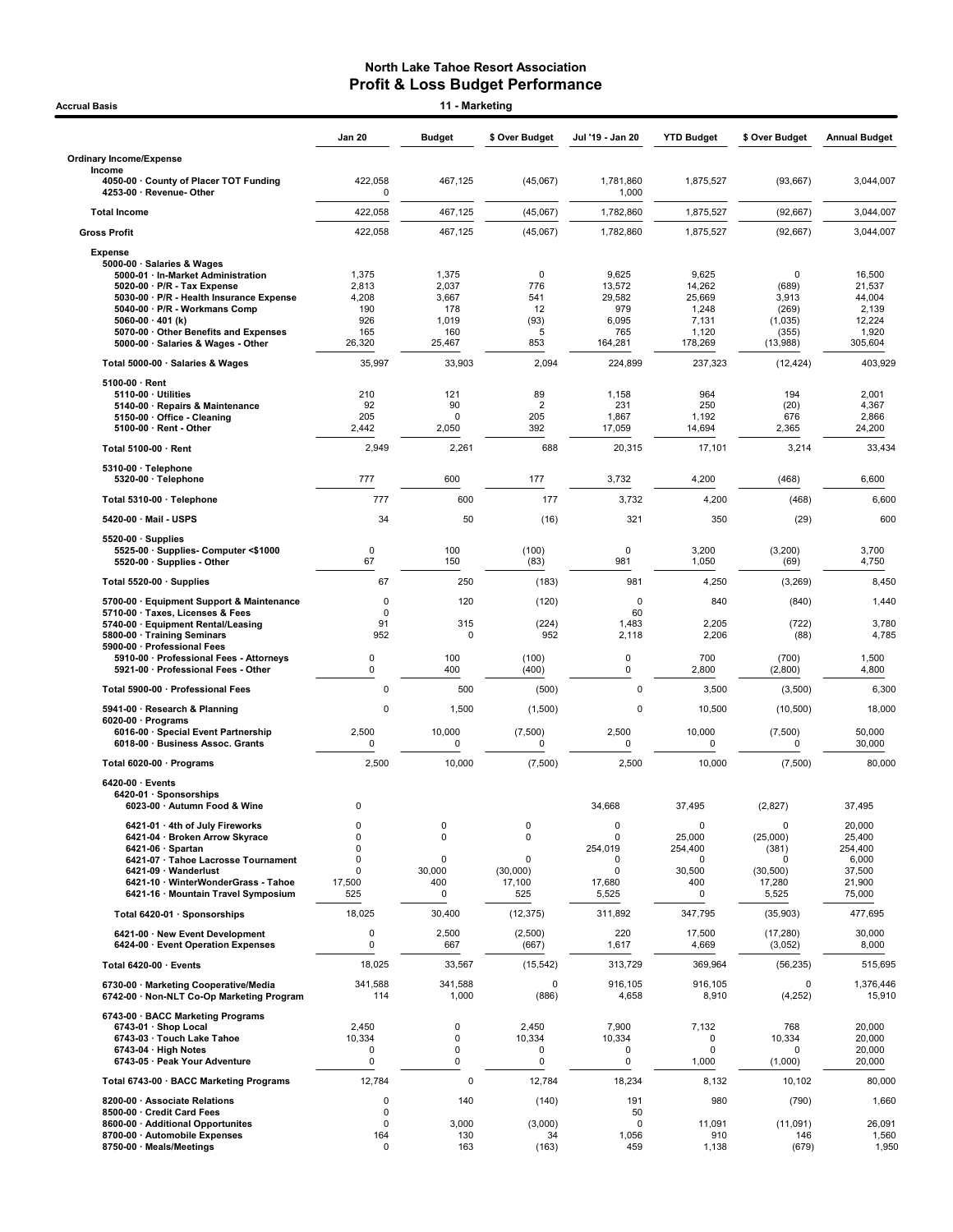# North Lake Tahoe Resort Association
## Profit & Loss Budget Performance

**Accrual Basis** — **11 - Marketing**

| | Jan 20 | Budget | $ Over Budget | Jul '19 - Jan 20 | YTD Budget | $ Over Budget | Annual Budget |
|---|---|---|---|---|---|---|---|
| **Ordinary Income/Expense** | | | | | | | |
| **Income** | | | | | | | |
| 4050-00 · County of Placer TOT Funding | 422,058 | 467,125 | (45,067) | 1,781,860 | 1,875,527 | (93,667) | 3,044,007 |
| 4253-00 · Revenue- Other | 0 | | | 1,000 | | | |
| **Total Income** | 422,058 | 467,125 | (45,067) | 1,782,860 | 1,875,527 | (92,667) | 3,044,007 |
| **Gross Profit** | 422,058 | 467,125 | (45,067) | 1,782,860 | 1,875,527 | (92,667) | 3,044,007 |
| **Expense** | | | | | | | |
| 5000-00 · Salaries & Wages | | | | | | | |
| 5000-01 · In-Market Administration | 1,375 | 1,375 | 0 | 9,625 | 9,625 | 0 | 16,500 |
| 5020-00 · P/R - Tax Expense | 2,813 | 2,037 | 776 | 13,572 | 14,262 | (689) | 21,537 |
| 5030-00 · P/R - Health Insurance Expense | 4,208 | 3,667 | 541 | 29,582 | 25,669 | 3,913 | 44,004 |
| 5040-00 · P/R - Workmans Comp | 190 | 178 | 12 | 979 | 1,248 | (269) | 2,139 |
| 5060-00 · 401 (k) | 926 | 1,019 | (93) | 6,095 | 7,131 | (1,035) | 12,224 |
| 5070-00 · Other Benefits and Expenses | 165 | 160 | 5 | 765 | 1,120 | (355) | 1,920 |
| 5000-00 · Salaries & Wages - Other | 26,320 | 25,467 | 853 | 164,281 | 178,269 | (13,988) | 305,604 |
| **Total 5000-00 · Salaries & Wages** | 35,997 | 33,903 | 2,094 | 224,899 | 237,323 | (12,424) | 403,929 |
| 5100-00 · Rent | | | | | | | |
| 5110-00 · Utilities | 210 | 121 | 89 | 1,158 | 964 | 194 | 2,001 |
| 5140-00 · Repairs & Maintenance | 92 | 90 | 2 | 231 | 250 | (20) | 4,367 |
| 5150-00 · Office - Cleaning | 205 | 0 | 205 | 1,867 | 1,192 | 676 | 2,866 |
| 5100-00 · Rent - Other | 2,442 | 2,050 | 392 | 17,059 | 14,694 | 2,365 | 24,200 |
| **Total 5100-00 · Rent** | 2,949 | 2,261 | 688 | 20,315 | 17,101 | 3,214 | 33,434 |
| 5310-00 · Telephone | | | | | | | |
| 5320-00 · Telephone | 777 | 600 | 177 | 3,732 | 4,200 | (468) | 6,600 |
| **Total 5310-00 · Telephone** | 777 | 600 | 177 | 3,732 | 4,200 | (468) | 6,600 |
| 5420-00 · Mail - USPS | 34 | 50 | (16) | 321 | 350 | (29) | 600 |
| 5520-00 · Supplies | | | | | | | |
| 5525-00 · Supplies- Computer <$1000 | 0 | 100 | (100) | 0 | 3,200 | (3,200) | 3,700 |
| 5520-00 · Supplies - Other | 67 | 150 | (83) | 981 | 1,050 | (69) | 4,750 |
| **Total 5520-00 · Supplies** | 67 | 250 | (183) | 981 | 4,250 | (3,269) | 8,450 |
| 5700-00 · Equipment Support & Maintenance | 0 | 120 | (120) | 0 | 840 | (840) | 1,440 |
| 5710-00 · Taxes, Licenses & Fees | 0 | | | 60 | | | |
| 5740-00 · Equipment Rental/Leasing | 91 | 315 | (224) | 1,483 | 2,205 | (722) | 3,780 |
| 5800-00 · Training Seminars | 952 | 0 | 952 | 2,118 | 2,206 | (88) | 4,785 |
| 5900-00 · Professional Fees | | | | | | | |
| 5910-00 · Professional Fees - Attorneys | 0 | 100 | (100) | 0 | 700 | (700) | 1,500 |
| 5921-00 · Professional Fees - Other | 0 | 400 | (400) | 0 | 2,800 | (2,800) | 4,800 |
| **Total 5900-00 · Professional Fees** | 0 | 500 | (500) | 0 | 3,500 | (3,500) | 6,300 |
| 5941-00 · Research & Planning | 0 | 1,500 | (1,500) | 0 | 10,500 | (10,500) | 18,000 |
| 6020-00 · Programs | | | | | | | |
| 6016-00 · Special Event Partnership | 2,500 | 10,000 | (7,500) | 2,500 | 10,000 | (7,500) | 50,000 |
| 6018-00 · Business Assoc. Grants | 0 | 0 | 0 | 0 | 0 | 0 | 30,000 |
| **Total 6020-00 · Programs** | 2,500 | 10,000 | (7,500) | 2,500 | 10,000 | (7,500) | 80,000 |
| 6420-00 · Events | | | | | | | |
| 6420-01 · Sponsorships | | | | | | | |
| 6023-00 · Autumn Food & Wine | 0 | | | 34,668 | 37,495 | (2,827) | 37,495 |
| 6421-01 · 4th of July Fireworks | 0 | 0 | 0 | 0 | 0 | 0 | 20,000 |
| 6421-04 · Broken Arrow Skyrace | 0 | 0 | 0 | 0 | 25,000 | (25,000) | 25,400 |
| 6421-06 · Spartan | 0 | | | 254,019 | 254,400 | (381) | 254,400 |
| 6421-07 · Tahoe Lacrosse Tournament | 0 | 0 | 0 | 0 | 0 | 0 | 6,000 |
| 6421-09 · Wanderlust | 0 | 30,000 | (30,000) | 0 | 30,500 | (30,500) | 37,500 |
| 6421-10 · WinterWonderGrass - Tahoe | 17,500 | 400 | 17,100 | 17,680 | 400 | 17,280 | 21,900 |
| 6421-16 · Mountain Travel Symposium | 525 | 0 | 525 | 5,525 | 0 | 5,525 | 75,000 |
| **Total 6420-01 · Sponsorships** | 18,025 | 30,400 | (12,375) | 311,892 | 347,795 | (35,903) | 477,695 |
| 6421-00 · New Event Development | 0 | 2,500 | (2,500) | 220 | 17,500 | (17,280) | 30,000 |
| 6424-00 · Event Operation Expenses | 0 | 667 | (667) | 1,617 | 4,669 | (3,052) | 8,000 |
| **Total 6420-00 · Events** | 18,025 | 33,567 | (15,542) | 313,729 | 369,964 | (56,235) | 515,695 |
| 6730-00 · Marketing Cooperative/Media | 341,588 | 341,588 | 0 | 916,105 | 916,105 | 0 | 1,376,446 |
| 6742-00 · Non-NLT Co-Op Marketing Program | 114 | 1,000 | (886) | 4,658 | 8,910 | (4,252) | 15,910 |
| 6743-00 · BACC Marketing Programs | | | | | | | |
| 6743-01 · Shop Local | 2,450 | 0 | 2,450 | 7,900 | 7,132 | 768 | 20,000 |
| 6743-03 · Touch Lake Tahoe | 10,334 | 0 | 10,334 | 10,334 | 0 | 10,334 | 20,000 |
| 6743-04 · High Notes | 0 | 0 | 0 | 0 | 0 | 0 | 20,000 |
| 6743-05 · Peak Your Adventure | 0 | 0 | 0 | 0 | 1,000 | (1,000) | 20,000 |
| **Total 6743-00 · BACC Marketing Programs** | 12,784 | 0 | 12,784 | 18,234 | 8,132 | 10,102 | 80,000 |
| 8200-00 · Associate Relations | 0 | 140 | (140) | 191 | 980 | (790) | 1,660 |
| 8500-00 · Credit Card Fees | 0 | | | 50 | | | |
| 8600-00 · Additional Opportunites | 0 | 3,000 | (3,000) | 0 | 11,091 | (11,091) | 26,091 |
| 8700-00 · Automobile Expenses | 164 | 130 | 34 | 1,056 | 910 | 146 | 1,560 |
| 8750-00 · Meals/Meetings | 0 | 163 | (163) | 459 | 1,138 | (679) | 1,950 |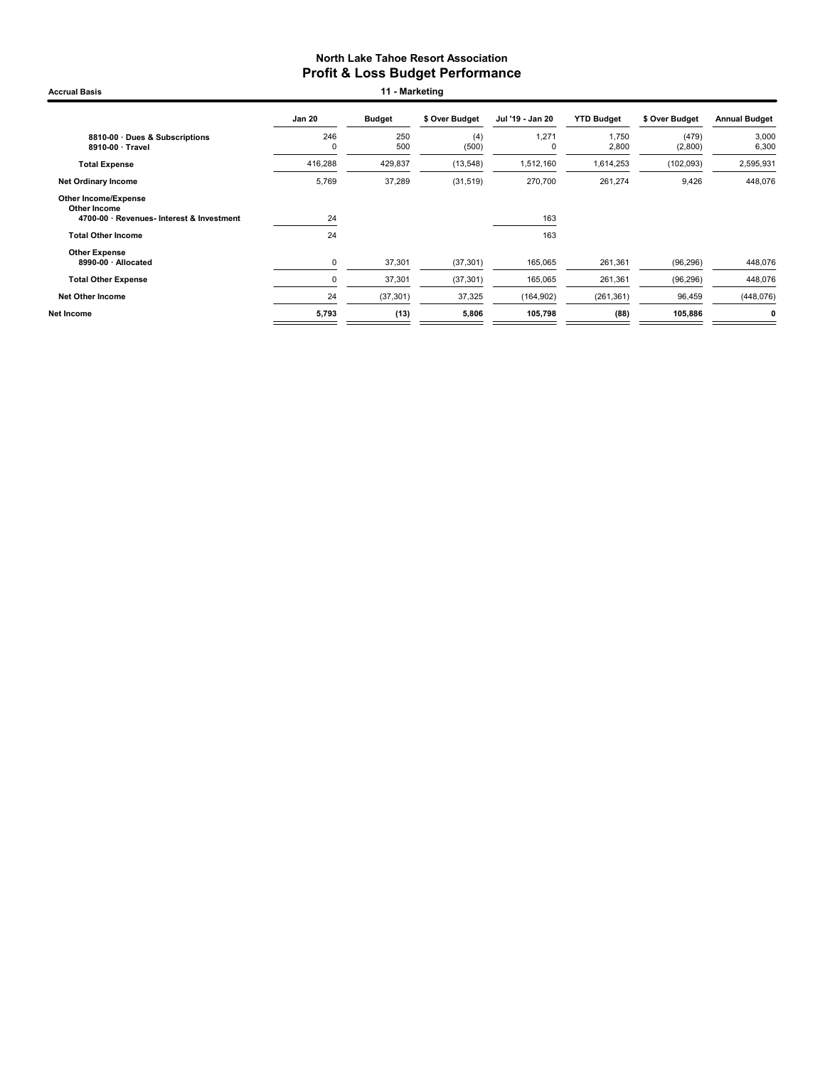# North Lake Tahoe Resort Association
## Profit & Loss Budget Performance

**Accrual Basis** — **11 - Marketing**

| | Jan 20 | Budget | $ Over Budget | Jul '19 - Jan 20 | YTD Budget | $ Over Budget | Annual Budget |
|---|---|---|---|---|---|---|---|
| 8810-00 · Dues & Subscriptions | 246 | 250 | (4) | 1,271 | 1,750 | (479) | 3,000 |
| 8910-00 · Travel | 0 | 500 | (500) | 0 | 2,800 | (2,800) | 6,300 |
| **Total Expense** | 416,288 | 429,837 | (13,548) | 1,512,160 | 1,614,253 | (102,093) | 2,595,931 |
| **Net Ordinary Income** | 5,769 | 37,289 | (31,519) | 270,700 | 261,274 | 9,426 | 448,076 |
| **Other Income/Expense** | | | | | | | |
| **Other Income** | | | | | | | |
| 4700-00 · Revenues- Interest & Investment | 24 | | | 163 | | | |
| **Total Other Income** | 24 | | | 163 | | | |
| **Other Expense** | | | | | | | |
| 8990-00 · Allocated | 0 | 37,301 | (37,301) | 165,065 | 261,361 | (96,296) | 448,076 |
| **Total Other Expense** | 0 | 37,301 | (37,301) | 165,065 | 261,361 | (96,296) | 448,076 |
| **Net Other Income** | 24 | (37,301) | 37,325 | (164,902) | (261,361) | 96,459 | (448,076) |
| **Net Income** | **5,793** | **(13)** | **5,806** | **105,798** | **(88)** | **105,886** | **0** |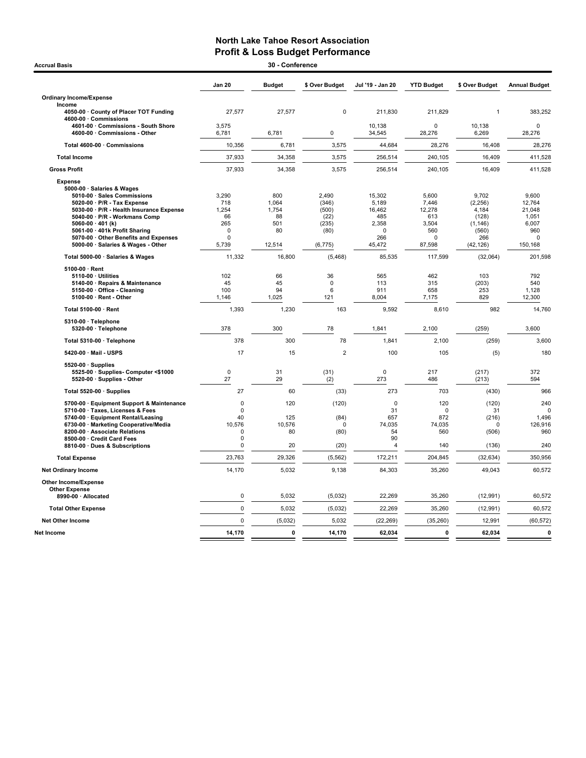# North Lake Tahoe Resort Association
## Profit & Loss Budget Performance

**Accrual Basis** — **30 - Conference**

| | Jan 20 | Budget | $ Over Budget | Jul '19 - Jan 20 | YTD Budget | $ Over Budget | Annual Budget |
|---|---|---|---|---|---|---|---|
| **Ordinary Income/Expense** | | | | | | | |
| **Income** | | | | | | | |
| 4050-00 · County of Placer TOT Funding | 27,577 | 27,577 | 0 | 211,830 | 211,829 | 1 | 383,252 |
| 4600-00 · Commissions | | | | | | | |
| 4601-00 · Commissions - South Shore | 3,575 | | | 10,138 | 0 | 10,138 | 0 |
| 4600-00 · Commissions - Other | 6,781 | 6,781 | 0 | 34,545 | 28,276 | 6,269 | 28,276 |
| Total 4600-00 · Commissions | 10,356 | 6,781 | 3,575 | 44,684 | 28,276 | 16,408 | 28,276 |
| **Total Income** | 37,933 | 34,358 | 3,575 | 256,514 | 240,105 | 16,409 | 411,528 |
| **Gross Profit** | 37,933 | 34,358 | 3,575 | 256,514 | 240,105 | 16,409 | 411,528 |
| **Expense** | | | | | | | |
| 5000-00 · Salaries & Wages | | | | | | | |
| 5010-00 · Sales Commissions | 3,290 | 800 | 2,490 | 15,302 | 5,600 | 9,702 | 9,600 |
| 5020-00 · P/R - Tax Expense | 718 | 1,064 | (346) | 5,189 | 7,446 | (2,256) | 12,764 |
| 5030-00 · P/R - Health Insurance Expense | 1,254 | 1,754 | (500) | 16,462 | 12,278 | 4,184 | 21,048 |
| 5040-00 · P/R - Workmans Comp | 66 | 88 | (22) | 485 | 613 | (128) | 1,051 |
| 5060-00 · 401 (k) | 265 | 501 | (235) | 2,358 | 3,504 | (1,146) | 6,007 |
| 5061-00 · 401k Profit Sharing | 0 | 80 | (80) | 0 | 560 | (560) | 960 |
| 5070-00 · Other Benefits and Expenses | 0 | | | 266 | 0 | 266 | 0 |
| 5000-00 · Salaries & Wages - Other | 5,739 | 12,514 | (6,775) | 45,472 | 87,598 | (42,126) | 150,168 |
| Total 5000-00 · Salaries & Wages | 11,332 | 16,800 | (5,468) | 85,535 | 117,599 | (32,064) | 201,598 |
| 5100-00 · Rent | | | | | | | |
| 5110-00 · Utilities | 102 | 66 | 36 | 565 | 462 | 103 | 792 |
| 5140-00 · Repairs & Maintenance | 45 | 45 | 0 | 113 | 315 | (203) | 540 |
| 5150-00 · Office - Cleaning | 100 | 94 | 6 | 911 | 658 | 253 | 1,128 |
| 5100-00 · Rent - Other | 1,146 | 1,025 | 121 | 8,004 | 7,175 | 829 | 12,300 |
| Total 5100-00 · Rent | 1,393 | 1,230 | 163 | 9,592 | 8,610 | 982 | 14,760 |
| 5310-00 · Telephone | | | | | | | |
| 5320-00 · Telephone | 378 | 300 | 78 | 1,841 | 2,100 | (259) | 3,600 |
| Total 5310-00 · Telephone | 378 | 300 | 78 | 1,841 | 2,100 | (259) | 3,600 |
| 5420-00 · Mail - USPS | 17 | 15 | 2 | 100 | 105 | (5) | 180 |
| 5520-00 · Supplies | | | | | | | |
| 5525-00 · Supplies- Computer <$1000 | 0 | 31 | (31) | 0 | 217 | (217) | 372 |
| 5520-00 · Supplies - Other | 27 | 29 | (2) | 273 | 486 | (213) | 594 |
| Total 5520-00 · Supplies | 27 | 60 | (33) | 273 | 703 | (430) | 966 |
| 5700-00 · Equipment Support & Maintenance | 0 | 120 | (120) | 0 | 120 | (120) | 240 |
| 5710-00 · Taxes, Licenses & Fees | 0 | | | 31 | 0 | 31 | 0 |
| 5740-00 · Equipment Rental/Leasing | 40 | 125 | (84) | 657 | 872 | (216) | 1,496 |
| 6730-00 · Marketing Cooperative/Media | 10,576 | 10,576 | 0 | 74,035 | 74,035 | 0 | 126,916 |
| 8200-00 · Associate Relations | 0 | 80 | (80) | 54 | 560 | (506) | 960 |
| 8500-00 · Credit Card Fees | 0 | | | 90 | | | |
| 8810-00 · Dues & Subscriptions | 0 | 20 | (20) | 4 | 140 | (136) | 240 |
| **Total Expense** | 23,763 | 29,326 | (5,562) | 172,211 | 204,845 | (32,634) | 350,956 |
| **Net Ordinary Income** | 14,170 | 5,032 | 9,138 | 84,303 | 35,260 | 49,043 | 60,572 |
| **Other Income/Expense** | | | | | | | |
| **Other Expense** | | | | | | | |
| 8990-00 · Allocated | 0 | 5,032 | (5,032) | 22,269 | 35,260 | (12,991) | 60,572 |
| **Total Other Expense** | 0 | 5,032 | (5,032) | 22,269 | 35,260 | (12,991) | 60,572 |
| **Net Other Income** | 0 | (5,032) | 5,032 | (22,269) | (35,260) | 12,991 | (60,572) |
| **Net Income** | **14,170** | **0** | **14,170** | **62,034** | **0** | **62,034** | **0** |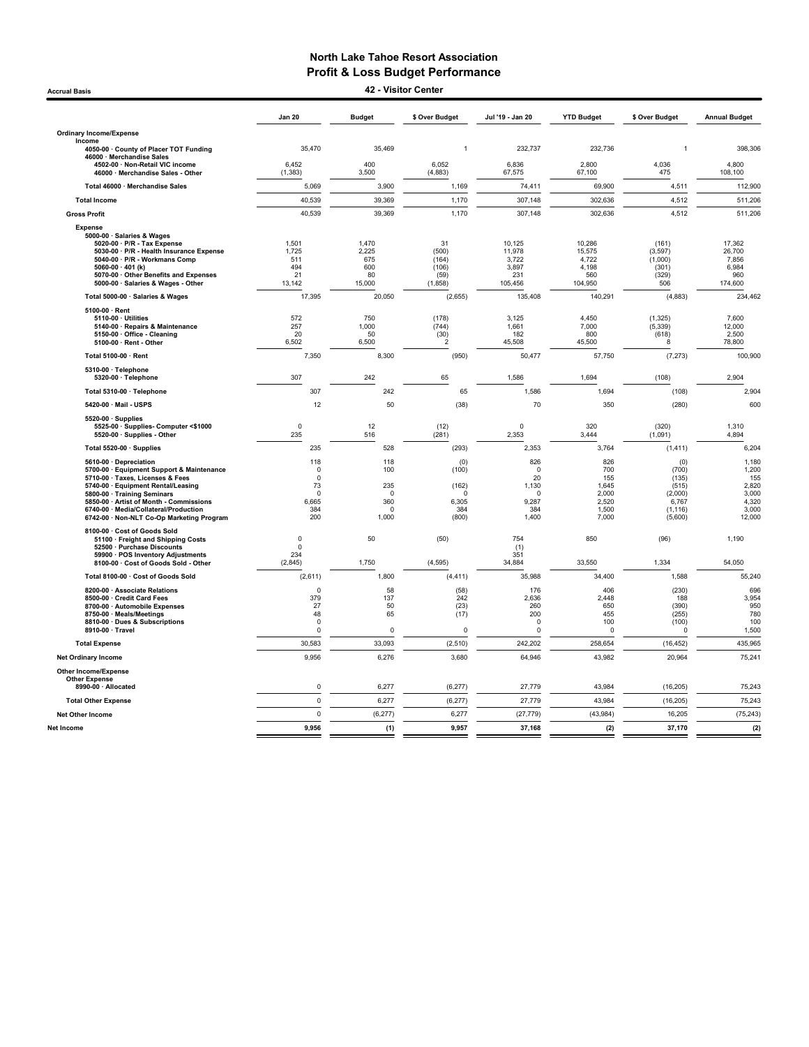# North Lake Tahoe Resort Association
## Profit & Loss Budget Performance
### 42 - Visitor Center

Accrual Basis

| | Jan 20 | Budget | $ Over Budget | Jul '19 - Jan 20 | YTD Budget | $ Over Budget | Annual Budget |
|---|---|---|---|---|---|---|---|
| **Ordinary Income/Expense** | | | | | | | |
| **Income** | | | | | | | |
| 4050-00 · County of Placer TOT Funding | 35,470 | 35,469 | 1 | 232,737 | 232,736 | 1 | 398,306 |
| 46000 · Merchandise Sales | | | | | | | |
| 4502-00 · Non-Retail VIC income | 6,452 | 400 | 6,052 | 6,836 | 2,800 | 4,036 | 4,800 |
| 46000 · Merchandise Sales - Other | (1,383) | 3,500 | (4,883) | 67,575 | 67,100 | 475 | 108,100 |
| **Total 46000 · Merchandise Sales** | 5,069 | 3,900 | 1,169 | 74,411 | 69,900 | 4,511 | 112,900 |
| **Total Income** | 40,539 | 39,369 | 1,170 | 307,148 | 302,636 | 4,512 | 511,206 |
| **Gross Profit** | 40,539 | 39,369 | 1,170 | 307,148 | 302,636 | 4,512 | 511,206 |
| **Expense** | | | | | | | |
| 5000-00 · Salaries & Wages | | | | | | | |
| 5020-00 · P/R - Tax Expense | 1,501 | 1,470 | 31 | 10,125 | 10,286 | (161) | 17,362 |
| 5030-00 · P/R - Health Insurance Expense | 1,725 | 2,225 | (500) | 11,978 | 15,575 | (3,597) | 26,700 |
| 5040-00 · P/R - Workmans Comp | 511 | 675 | (164) | 3,722 | 4,722 | (1,000) | 7,856 |
| 5060-00 · 401 (k) | 494 | 600 | (106) | 3,897 | 4,198 | (301) | 6,984 |
| 5070-00 · Other Benefits and Expenses | 21 | 80 | (59) | 231 | 560 | (329) | 960 |
| 5000-00 · Salaries & Wages - Other | 13,142 | 15,000 | (1,858) | 105,456 | 104,950 | 506 | 174,600 |
| **Total 5000-00 · Salaries & Wages** | 17,395 | 20,050 | (2,655) | 135,408 | 140,291 | (4,883) | 234,462 |
| 5100-00 · Rent | | | | | | | |
| 5110-00 · Utilities | 572 | 750 | (178) | 3,125 | 4,450 | (1,325) | 7,600 |
| 5140-00 · Repairs & Maintenance | 257 | 1,000 | (744) | 1,661 | 7,000 | (5,339) | 12,000 |
| 5150-00 · Office - Cleaning | 20 | 50 | (30) | 182 | 800 | (618) | 2,500 |
| 5100-00 · Rent - Other | 6,502 | 6,500 | 2 | 45,508 | 45,500 | 8 | 78,800 |
| **Total 5100-00 · Rent** | 7,350 | 8,300 | (950) | 50,477 | 57,750 | (7,273) | 100,900 |
| 5310-00 · Telephone | | | | | | | |
| 5320-00 · Telephone | 307 | 242 | 65 | 1,586 | 1,694 | (108) | 2,904 |
| **Total 5310-00 · Telephone** | 307 | 242 | 65 | 1,586 | 1,694 | (108) | 2,904 |
| 5420-00 · Mail - USPS | 12 | 50 | (38) | 70 | 350 | (280) | 600 |
| 5520-00 · Supplies | | | | | | | |
| 5525-00 · Supplies- Computer <$1000 | 0 | 12 | (12) | 0 | 320 | (320) | 1,310 |
| 5520-00 · Supplies - Other | 235 | 516 | (281) | 2,353 | 3,444 | (1,091) | 4,894 |
| **Total 5520-00 · Supplies** | 235 | 528 | (293) | 2,353 | 3,764 | (1,411) | 6,204 |
| 5610-00 · Depreciation | 118 | 118 | (0) | 826 | 826 | (0) | 1,180 |
| 5700-00 · Equipment Support & Maintenance | 0 | 100 | (100) | 0 | 700 | (700) | 1,200 |
| 5710-00 · Taxes, Licenses & Fees | 0 | | | 20 | 155 | (135) | 155 |
| 5740-00 · Equipment Rental/Leasing | 73 | 235 | (162) | 1,130 | 1,645 | (515) | 2,820 |
| 5800-00 · Training Seminars | 0 | 0 | 0 | 0 | 2,000 | (2,000) | 3,000 |
| 5850-00 · Artist of Month - Commissions | 6,665 | 360 | 6,305 | 9,287 | 2,520 | 6,767 | 4,320 |
| 6740-00 · Media/Collateral/Production | 384 | 0 | 384 | 384 | 1,500 | (1,116) | 3,000 |
| 6742-00 · Non-NLT Co-Op Marketing Program | 200 | 1,000 | (800) | 1,400 | 7,000 | (5,600) | 12,000 |
| 8100-00 · Cost of Goods Sold | | | | | | | |
| 51100 · Freight and Shipping Costs | 0 | 50 | (50) | 754 | 850 | (96) | 1,190 |
| 52500 · Purchase Discounts | 0 | | | (1) | | | |
| 59900 · POS Inventory Adjustments | 234 | | | 351 | | | |
| 8100-00 · Cost of Goods Sold - Other | (2,845) | 1,750 | (4,595) | 34,884 | 33,550 | 1,334 | 54,050 |
| **Total 8100-00 · Cost of Goods Sold** | (2,611) | 1,800 | (4,411) | 35,988 | 34,400 | 1,588 | 55,240 |
| 8200-00 · Associate Relations | 0 | 58 | (58) | 176 | 406 | (230) | 696 |
| 8500-00 · Credit Card Fees | 379 | 137 | 242 | 2,636 | 2,448 | 188 | 3,954 |
| 8700-00 · Automobile Expenses | 27 | 50 | (23) | 260 | 650 | (390) | 950 |
| 8750-00 · Meals/Meetings | 48 | 65 | (17) | 200 | 455 | (255) | 780 |
| 8810-00 · Dues & Subscriptions | 0 | | | 0 | 100 | (100) | 100 |
| 8910-00 · Travel | 0 | 0 | 0 | 0 | 0 | 0 | 1,500 |
| **Total Expense** | 30,583 | 33,093 | (2,510) | 242,202 | 258,654 | (16,452) | 435,965 |
| **Net Ordinary Income** | 9,956 | 6,276 | 3,680 | 64,946 | 43,982 | 20,964 | 75,241 |
| **Other Income/Expense** | | | | | | | |
| **Other Expense** | | | | | | | |
| 8990-00 · Allocated | 0 | 6,277 | (6,277) | 27,779 | 43,984 | (16,205) | 75,243 |
| **Total Other Expense** | 0 | 6,277 | (6,277) | 27,779 | 43,984 | (16,205) | 75,243 |
| **Net Other Income** | 0 | (6,277) | 6,277 | (27,779) | (43,984) | 16,205 | (75,243) |
| **Net Income** | **9,956** | **(1)** | **9,957** | **37,168** | **(2)** | **37,170** | **(2)** |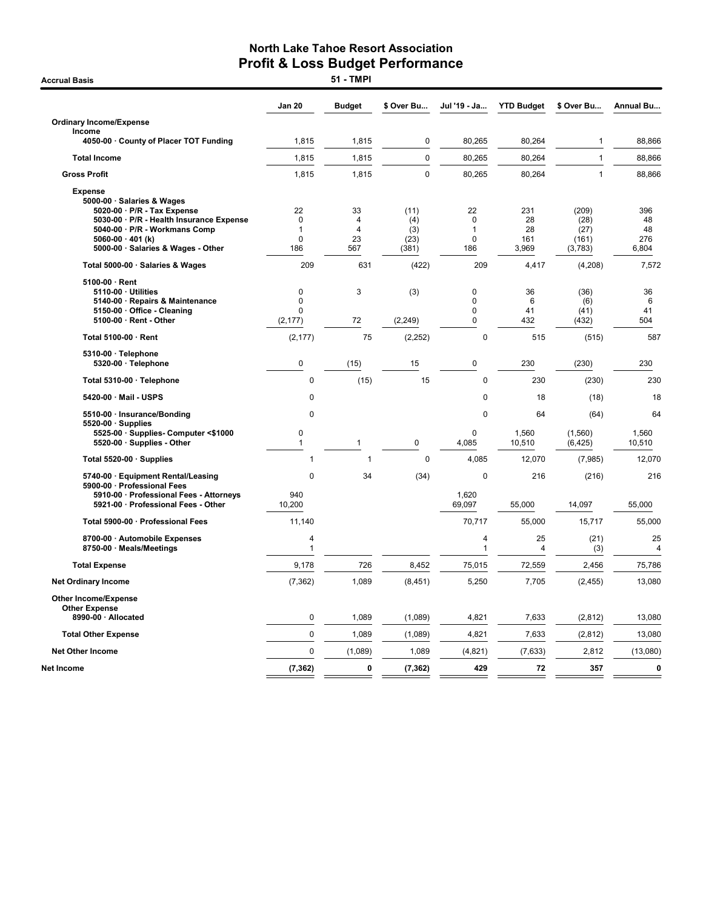# North Lake Tahoe Resort Association
## Profit & Loss Budget Performance

**Accrual Basis** — **51 - TMPI**

| | Jan 20 | Budget | $ Over Bu... | Jul '19 - Ja... | YTD Budget | $ Over Bu... | Annual Bu... |
|---|---|---|---|---|---|---|---|
| **Ordinary Income/Expense** | | | | | | | |
| **Income** | | | | | | | |
| 4050-00 · County of Placer TOT Funding | 1,815 | 1,815 | 0 | 80,265 | 80,264 | 1 | 88,866 |
| **Total Income** | 1,815 | 1,815 | 0 | 80,265 | 80,264 | 1 | 88,866 |
| **Gross Profit** | 1,815 | 1,815 | 0 | 80,265 | 80,264 | 1 | 88,866 |
| **Expense** | | | | | | | |
| 5000-00 · Salaries & Wages | | | | | | | |
| 5020-00 · P/R - Tax Expense | 22 | 33 | (11) | 22 | 231 | (209) | 396 |
| 5030-00 · P/R - Health Insurance Expense | 0 | 4 | (4) | 0 | 28 | (28) | 48 |
| 5040-00 · P/R - Workmans Comp | 1 | 4 | (3) | 1 | 28 | (27) | 48 |
| 5060-00 · 401 (k) | 0 | 23 | (23) | 0 | 161 | (161) | 276 |
| 5000-00 · Salaries & Wages - Other | 186 | 567 | (381) | 186 | 3,969 | (3,783) | 6,804 |
| Total 5000-00 · Salaries & Wages | 209 | 631 | (422) | 209 | 4,417 | (4,208) | 7,572 |
| 5100-00 · Rent | | | | | | | |
| 5110-00 · Utilities | 0 | 3 | (3) | 0 | 36 | (36) | 36 |
| 5140-00 · Repairs & Maintenance | 0 | | | 0 | 6 | (6) | 6 |
| 5150-00 · Office - Cleaning | 0 | | | 0 | 41 | (41) | 41 |
| 5100-00 · Rent - Other | (2,177) | 72 | (2,249) | 0 | 432 | (432) | 504 |
| Total 5100-00 · Rent | (2,177) | 75 | (2,252) | 0 | 515 | (515) | 587 |
| 5310-00 · Telephone | | | | | | | |
| 5320-00 · Telephone | 0 | (15) | 15 | 0 | 230 | (230) | 230 |
| Total 5310-00 · Telephone | 0 | (15) | 15 | 0 | 230 | (230) | 230 |
| 5420-00 · Mail - USPS | 0 | | | 0 | 18 | (18) | 18 |
| 5510-00 · Insurance/Bonding | 0 | | | 0 | 64 | (64) | 64 |
| 5520-00 · Supplies | | | | | | | |
| 5525-00 · Supplies- Computer <$1000 | 0 | | | 0 | 1,560 | (1,560) | 1,560 |
| 5520-00 · Supplies - Other | 1 | 1 | 0 | 4,085 | 10,510 | (6,425) | 10,510 |
| Total 5520-00 · Supplies | 1 | 1 | 0 | 4,085 | 12,070 | (7,985) | 12,070 |
| 5740-00 · Equipment Rental/Leasing | 0 | 34 | (34) | 0 | 216 | (216) | 216 |
| 5900-00 · Professional Fees | | | | | | | |
| 5910-00 · Professional Fees - Attorneys | 940 | | | 1,620 | | | |
| 5921-00 · Professional Fees - Other | 10,200 | | | 69,097 | 55,000 | 14,097 | 55,000 |
| Total 5900-00 · Professional Fees | 11,140 | | | 70,717 | 55,000 | 15,717 | 55,000 |
| 8700-00 · Automobile Expenses | 4 | | | 4 | 25 | (21) | 25 |
| 8750-00 · Meals/Meetings | 1 | | | 1 | 4 | (3) | 4 |
| **Total Expense** | 9,178 | 726 | 8,452 | 75,015 | 72,559 | 2,456 | 75,786 |
| **Net Ordinary Income** | (7,362) | 1,089 | (8,451) | 5,250 | 7,705 | (2,455) | 13,080 |
| **Other Income/Expense** | | | | | | | |
| **Other Expense** | | | | | | | |
| 8990-00 · Allocated | 0 | 1,089 | (1,089) | 4,821 | 7,633 | (2,812) | 13,080 |
| **Total Other Expense** | 0 | 1,089 | (1,089) | 4,821 | 7,633 | (2,812) | 13,080 |
| **Net Other Income** | 0 | (1,089) | 1,089 | (4,821) | (7,633) | 2,812 | (13,080) |
| **Net Income** | **(7,362)** | **0** | **(7,362)** | **429** | **72** | **357** | **0** |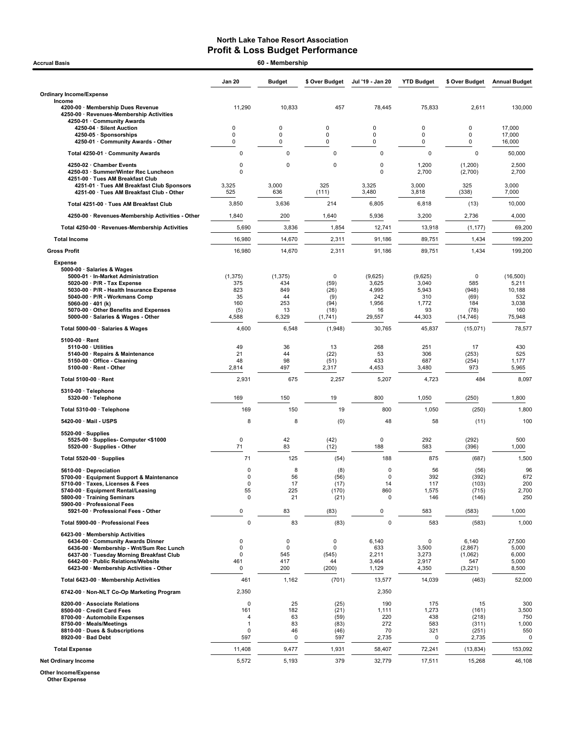# North Lake Tahoe Resort Association
## Profit & Loss Budget Performance

**Accrual Basis** — **60 - Membership**

| | Jan 20 | Budget | $ Over Budget | Jul '19 - Jan 20 | YTD Budget | $ Over Budget | Annual Budget |
|---|---|---|---|---|---|---|---|
| **Ordinary Income/Expense** | | | | | | | |
| Income | | | | | | | |
| 4200-00 · Membership Dues Revenue | 11,290 | 10,833 | 457 | 78,445 | 75,833 | 2,611 | 130,000 |
| 4250-00 · Revenues-Membership Activities | | | | | | | |
| 4250-01 · Community Awards | | | | | | | |
| 4250-04 · Silent Auction | 0 | 0 | 0 | 0 | 0 | 0 | 17,000 |
| 4250-05 · Sponsorships | 0 | 0 | 0 | 0 | 0 | 0 | 17,000 |
| 4250-01 · Community Awards - Other | 0 | 0 | 0 | 0 | 0 | 0 | 16,000 |
| Total 4250-01 · Community Awards | 0 | 0 | 0 | 0 | 0 | 0 | 50,000 |
| 4250-02 · Chamber Events | 0 | 0 | 0 | 0 | 1,200 | (1,200) | 2,500 |
| 4250-03 · Summer/Winter Rec Luncheon | 0 | | | 0 | 2,700 | (2,700) | 2,700 |
| 4251-00 · Tues AM Breakfast Club | | | | | | | |
| 4251-01 · Tues AM Breakfast Club Sponsors | 3,325 | 3,000 | 325 | 3,325 | 3,000 | 325 | 3,000 |
| 4251-00 · Tues AM Breakfast Club - Other | 525 | 636 | (111) | 3,480 | 3,818 | (338) | 7,000 |
| Total 4251-00 · Tues AM Breakfast Club | 3,850 | 3,636 | 214 | 6,805 | 6,818 | (13) | 10,000 |
| 4250-00 · Revenues-Membership Activities - Other | 1,840 | 200 | 1,640 | 5,936 | 3,200 | 2,736 | 4,000 |
| Total 4250-00 · Revenues-Membership Activities | 5,690 | 3,836 | 1,854 | 12,741 | 13,918 | (1,177) | 69,200 |
| **Total Income** | 16,980 | 14,670 | 2,311 | 91,186 | 89,751 | 1,434 | 199,200 |
| **Gross Profit** | 16,980 | 14,670 | 2,311 | 91,186 | 89,751 | 1,434 | 199,200 |
| Expense | | | | | | | |
| 5000-00 · Salaries & Wages | | | | | | | |
| 5000-01 · In-Market Administration | (1,375) | (1,375) | 0 | (9,625) | (9,625) | 0 | (16,500) |
| 5020-00 · P/R - Tax Expense | 375 | 434 | (59) | 3,625 | 3,040 | 585 | 5,211 |
| 5030-00 · P/R - Health Insurance Expense | 823 | 849 | (26) | 4,995 | 5,943 | (948) | 10,188 |
| 5040-00 · P/R - Workmans Comp | 35 | 44 | (9) | 242 | 310 | (69) | 532 |
| 5060-00 · 401 (k) | 160 | 253 | (94) | 1,956 | 1,772 | 184 | 3,038 |
| 5070-00 · Other Benefits and Expenses | (5) | 13 | (18) | 16 | 93 | (78) | 160 |
| 5000-00 · Salaries & Wages - Other | 4,588 | 6,329 | (1,741) | 29,557 | 44,303 | (14,746) | 75,948 |
| Total 5000-00 · Salaries & Wages | 4,600 | 6,548 | (1,948) | 30,765 | 45,837 | (15,071) | 78,577 |
| 5100-00 · Rent | | | | | | | |
| 5110-00 · Utilities | 49 | 36 | 13 | 268 | 251 | 17 | 430 |
| 5140-00 · Repairs & Maintenance | 21 | 44 | (22) | 53 | 306 | (253) | 525 |
| 5150-00 · Office - Cleaning | 48 | 98 | (51) | 433 | 687 | (254) | 1,177 |
| 5100-00 · Rent - Other | 2,814 | 497 | 2,317 | 4,453 | 3,480 | 973 | 5,965 |
| Total 5100-00 · Rent | 2,931 | 675 | 2,257 | 5,207 | 4,723 | 484 | 8,097 |
| 5310-00 · Telephone | | | | | | | |
| 5320-00 · Telephone | 169 | 150 | 19 | 800 | 1,050 | (250) | 1,800 |
| Total 5310-00 · Telephone | 169 | 150 | 19 | 800 | 1,050 | (250) | 1,800 |
| 5420-00 · Mail - USPS | 8 | 8 | (0) | 48 | 58 | (11) | 100 |
| 5520-00 · Supplies | | | | | | | |
| 5525-00 · Supplies- Computer <$1000 | 0 | 42 | (42) | 0 | 292 | (292) | 500 |
| 5520-00 · Supplies - Other | 71 | 83 | (12) | 188 | 583 | (396) | 1,000 |
| Total 5520-00 · Supplies | 71 | 125 | (54) | 188 | 875 | (687) | 1,500 |
| 5610-00 · Depreciation | 0 | 8 | (8) | 0 | 56 | (56) | 96 |
| 5700-00 · Equipment Support & Maintenance | 0 | 56 | (56) | 0 | 392 | (392) | 672 |
| 5710-00 · Taxes, Licenses & Fees | 0 | 17 | (17) | 14 | 117 | (103) | 200 |
| 5740-00 · Equipment Rental/Leasing | 55 | 225 | (170) | 860 | 1,575 | (715) | 2,700 |
| 5800-00 · Training Seminars | 0 | 21 | (21) | 0 | 146 | (146) | 250 |
| 5900-00 · Professional Fees | | | | | | | |
| 5921-00 · Professional Fees - Other | 0 | 83 | (83) | 0 | 583 | (583) | 1,000 |
| Total 5900-00 · Professional Fees | 0 | 83 | (83) | 0 | 583 | (583) | 1,000 |
| 6423-00 · Membership Activities | | | | | | | |
| 6434-00 · Community Awards Dinner | 0 | 0 | 0 | 6,140 | 0 | 6,140 | 27,500 |
| 6436-00 · Membership - Wnt/Sum Rec Lunch | 0 | 0 | 0 | 633 | 3,500 | (2,867) | 5,000 |
| 6437-00 · Tuesday Morning Breakfast Club | 0 | 545 | (545) | 2,211 | 3,273 | (1,062) | 6,000 |
| 6442-00 · Public Relations/Website | 461 | 417 | 44 | 3,464 | 2,917 | 547 | 5,000 |
| 6423-00 · Membership Activities - Other | 0 | 200 | (200) | 1,129 | 4,350 | (3,221) | 8,500 |
| Total 6423-00 · Membership Activities | 461 | 1,162 | (701) | 13,577 | 14,039 | (463) | 52,000 |
| 6742-00 · Non-NLT Co-Op Marketing Program | 2,350 | | | 2,350 | | | |
| 8200-00 · Associate Relations | 0 | 25 | (25) | 190 | 175 | 15 | 300 |
| 8500-00 · Credit Card Fees | 161 | 182 | (21) | 1,111 | 1,273 | (161) | 3,500 |
| 8700-00 · Automobile Expenses | 4 | 63 | (59) | 220 | 438 | (218) | 750 |
| 8750-00 · Meals/Meetings | 1 | 83 | (83) | 272 | 583 | (311) | 1,000 |
| 8810-00 · Dues & Subscriptions | 0 | 46 | (46) | 70 | 321 | (251) | 550 |
| 8920-00 · Bad Debt | 597 | 0 | 597 | 2,735 | 0 | 2,735 | 0 |
| **Total Expense** | 11,408 | 9,477 | 1,931 | 58,407 | 72,241 | (13,834) | 153,092 |
| **Net Ordinary Income** | 5,572 | 5,193 | 379 | 32,779 | 17,511 | 15,268 | 46,108 |
| **Other Income/Expense** | | | | | | | |
| Other Expense | | | | | | | |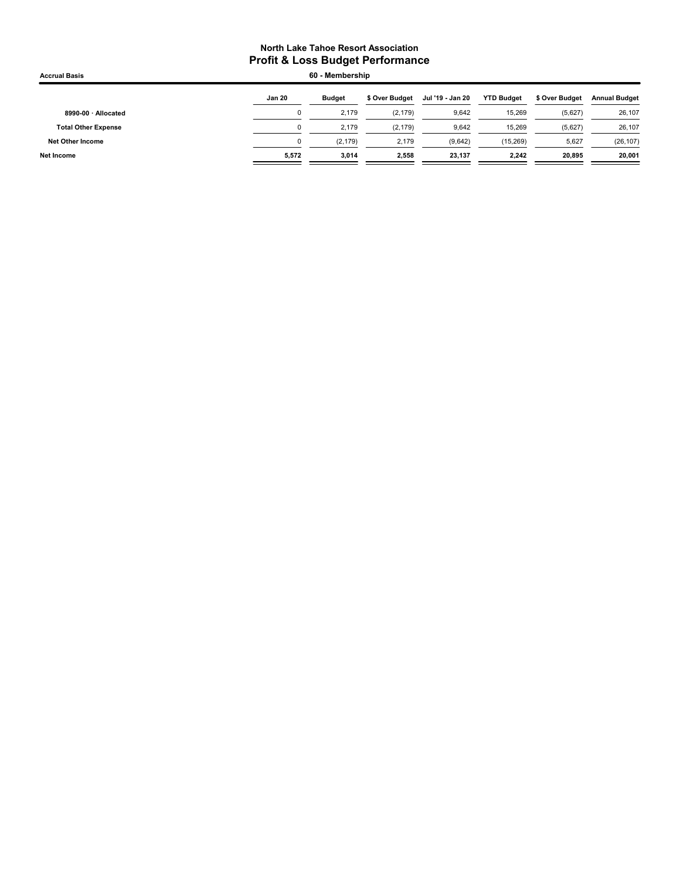**North Lake Tahoe Resort Association**

# Profit & Loss Budget Performance

**Accrual Basis** — **60 - Membership**

| | Jan 20 | Budget | $ Over Budget | Jul '19 - Jan 20 | YTD Budget | $ Over Budget | Annual Budget |
|---|---|---|---|---|---|---|---|
| 8990-00 · Allocated | 0 | 2,179 | (2,179) | 9,642 | 15,269 | (5,627) | 26,107 |
| **Total Other Expense** | 0 | 2,179 | (2,179) | 9,642 | 15,269 | (5,627) | 26,107 |
| **Net Other Income** | 0 | (2,179) | 2,179 | (9,642) | (15,269) | 5,627 | (26,107) |
| **Net Income** | **5,572** | **3,014** | **2,558** | **23,137** | **2,242** | **20,895** | **20,001** |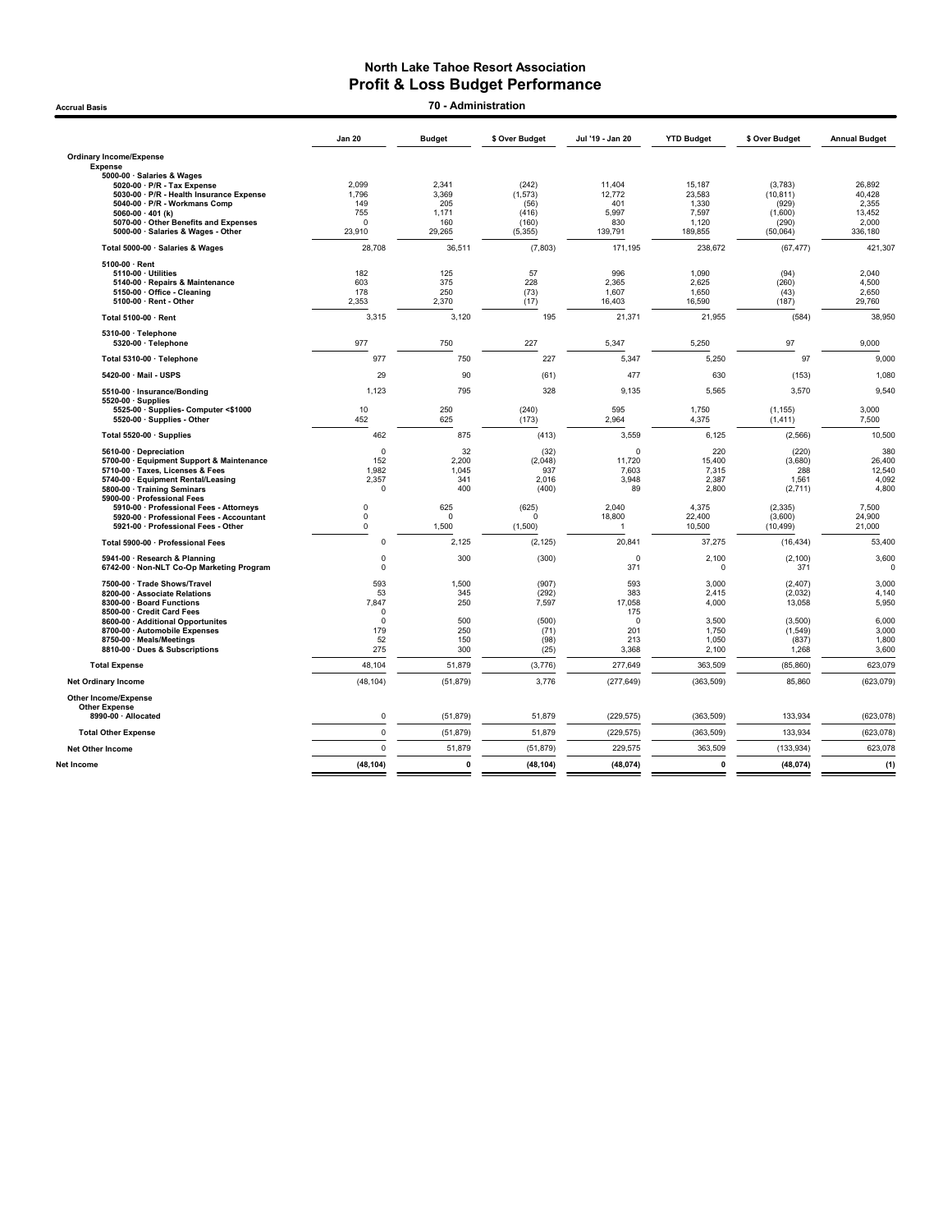# North Lake Tahoe Resort Association
## Profit & Loss Budget Performance

**Accrual Basis** — **70 - Administration**

| | Jan 20 | Budget | $ Over Budget | Jul '19 - Jan 20 | YTD Budget | $ Over Budget | Annual Budget |
|---|---|---|---|---|---|---|---|
| **Ordinary Income/Expense** | | | | | | | |
| **Expense** | | | | | | | |
| 5000-00 · Salaries & Wages | | | | | | | |
| 5020-00 · P/R - Tax Expense | 2,099 | 2,341 | (242) | 11,404 | 15,187 | (3,783) | 26,892 |
| 5030-00 · P/R - Health Insurance Expense | 1,796 | 3,369 | (1,573) | 12,772 | 23,583 | (10,811) | 40,428 |
| 5040-00 · P/R - Workmans Comp | 149 | 205 | (56) | 401 | 1,330 | (929) | 2,355 |
| 5060-00 · 401 (k) | 755 | 1,171 | (416) | 5,997 | 7,597 | (1,600) | 13,452 |
| 5070-00 · Other Benefits and Expenses | 0 | 160 | (160) | 830 | 1,120 | (290) | 2,000 |
| 5000-00 · Salaries & Wages - Other | 23,910 | 29,265 | (5,355) | 139,791 | 189,855 | (50,064) | 336,180 |
| **Total 5000-00 · Salaries & Wages** | 28,708 | 36,511 | (7,803) | 171,195 | 238,672 | (67,477) | 421,307 |
| 5100-00 · Rent | | | | | | | |
| 5110-00 · Utilities | 182 | 125 | 57 | 996 | 1,090 | (94) | 2,040 |
| 5140-00 · Repairs & Maintenance | 603 | 375 | 228 | 2,365 | 2,625 | (260) | 4,500 |
| 5150-00 · Office - Cleaning | 178 | 250 | (73) | 1,607 | 1,650 | (43) | 2,650 |
| 5100-00 · Rent - Other | 2,353 | 2,370 | (17) | 16,403 | 16,590 | (187) | 29,760 |
| **Total 5100-00 · Rent** | 3,315 | 3,120 | 195 | 21,371 | 21,955 | (584) | 38,950 |
| 5310-00 · Telephone | | | | | | | |
| 5320-00 · Telephone | 977 | 750 | 227 | 5,347 | 5,250 | 97 | 9,000 |
| **Total 5310-00 · Telephone** | 977 | 750 | 227 | 5,347 | 5,250 | 97 | 9,000 |
| 5420-00 · Mail - USPS | 29 | 90 | (61) | 477 | 630 | (153) | 1,080 |
| 5510-00 · Insurance/Bonding | 1,123 | 795 | 328 | 9,135 | 5,565 | 3,570 | 9,540 |
| 5520-00 · Supplies | | | | | | | |
| 5525-00 · Supplies- Computer <$1000 | 10 | 250 | (240) | 595 | 1,750 | (1,155) | 3,000 |
| 5520-00 · Supplies - Other | 452 | 625 | (173) | 2,964 | 4,375 | (1,411) | 7,500 |
| **Total 5520-00 · Supplies** | 462 | 875 | (413) | 3,559 | 6,125 | (2,566) | 10,500 |
| 5610-00 · Depreciation | 0 | 32 | (32) | 0 | 220 | (220) | 380 |
| 5700-00 · Equipment Support & Maintenance | 152 | 2,200 | (2,048) | 11,720 | 15,400 | (3,680) | 26,400 |
| 5710-00 · Taxes, Licenses & Fees | 1,982 | 1,045 | 937 | 7,603 | 7,315 | 288 | 12,540 |
| 5740-00 · Equipment Rental/Leasing | 2,357 | 341 | 2,016 | 3,948 | 2,387 | 1,561 | 4,092 |
| 5800-00 · Training Seminars | 0 | 400 | (400) | 89 | 2,800 | (2,711) | 4,800 |
| 5900-00 · Professional Fees | | | | | | | |
| 5910-00 · Professional Fees - Attorneys | 0 | 625 | (625) | 2,040 | 4,375 | (2,335) | 7,500 |
| 5920-00 · Professional Fees - Accountant | 0 | 0 | 0 | 18,800 | 22,400 | (3,600) | 24,900 |
| 5921-00 · Professional Fees - Other | 0 | 1,500 | (1,500) | 1 | 10,500 | (10,499) | 21,000 |
| **Total 5900-00 · Professional Fees** | 0 | 2,125 | (2,125) | 20,841 | 37,275 | (16,434) | 53,400 |
| 5941-00 · Research & Planning | 0 | 300 | (300) | 0 | 2,100 | (2,100) | 3,600 |
| 6742-00 · Non-NLT Co-Op Marketing Program | 0 | | | 371 | 0 | 371 | 0 |
| 7500-00 · Trade Shows/Travel | 593 | 1,500 | (907) | 593 | 3,000 | (2,407) | 3,000 |
| 8200-00 · Associate Relations | 53 | 345 | (292) | 383 | 2,415 | (2,032) | 4,140 |
| 8300-00 · Board Functions | 7,847 | 250 | 7,597 | 17,058 | 4,000 | 13,058 | 5,950 |
| 8500-00 · Credit Card Fees | 0 | | | 175 | | | |
| 8600-00 · Additional Opportunites | 0 | 500 | (500) | 0 | 3,500 | (3,500) | 6,000 |
| 8700-00 · Automobile Expenses | 179 | 250 | (71) | 201 | 1,750 | (1,549) | 3,000 |
| 8750-00 · Meals/Meetings | 52 | 150 | (98) | 213 | 1,050 | (837) | 1,800 |
| 8810-00 · Dues & Subscriptions | 275 | 300 | (25) | 3,368 | 2,100 | 1,268 | 3,600 |
| **Total Expense** | 48,104 | 51,879 | (3,776) | 277,649 | 363,509 | (85,860) | 623,079 |
| **Net Ordinary Income** | (48,104) | (51,879) | 3,776 | (277,649) | (363,509) | 85,860 | (623,079) |
| **Other Income/Expense** | | | | | | | |
| **Other Expense** | | | | | | | |
| 8990-00 · Allocated | 0 | (51,879) | 51,879 | (229,575) | (363,509) | 133,934 | (623,078) |
| **Total Other Expense** | 0 | (51,879) | 51,879 | (229,575) | (363,509) | 133,934 | (623,078) |
| **Net Other Income** | 0 | 51,879 | (51,879) | 229,575 | 363,509 | (133,934) | 623,078 |
| **Net Income** | **(48,104)** | **0** | **(48,104)** | **(48,074)** | **0** | **(48,074)** | **(1)** |